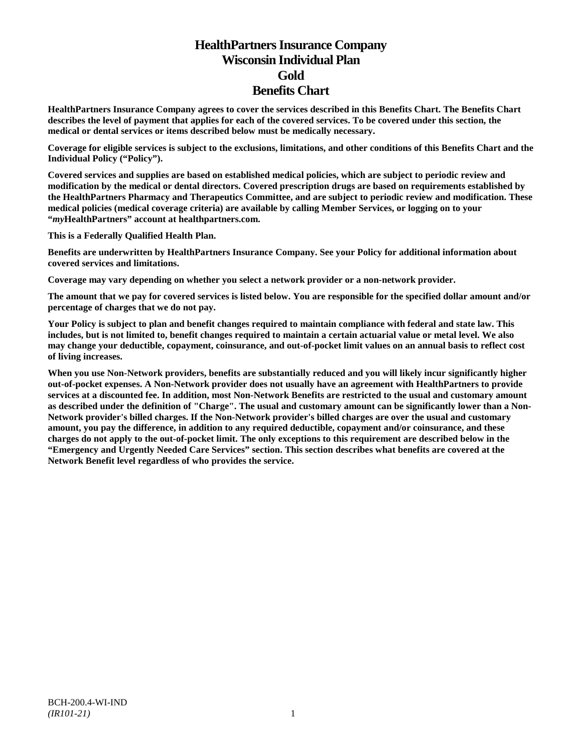# HealthPartners Insurance Company
# Wisconsin Individual Plan
# Gold
# Benefits Chart

**HealthPartners Insurance Company agrees to cover the services described in this Benefits Chart. The Benefits Chart describes the level of payment that applies for each of the covered services. To be covered under this section, the medical or dental services or items described below must be medically necessary.**

**Coverage for eligible services is subject to the exclusions, limitations, and other conditions of this Benefits Chart and the Individual Policy ("Policy").**

**Covered services and supplies are based on established medical policies, which are subject to periodic review and modification by the medical or dental directors. Covered prescription drugs are based on requirements established by the HealthPartners Pharmacy and Therapeutics Committee, and are subject to periodic review and modification. These medical policies (medical coverage criteria) are available by calling Member Services, or logging on to your "*my*HealthPartners" account at healthpartners.com.**

**This is a Federally Qualified Health Plan.**

**Benefits are underwritten by HealthPartners Insurance Company. See your Policy for additional information about covered services and limitations.**

**Coverage may vary depending on whether you select a network provider or a non-network provider.**

**The amount that we pay for covered services is listed below. You are responsible for the specified dollar amount and/or percentage of charges that we do not pay.**

**Your Policy is subject to plan and benefit changes required to maintain compliance with federal and state law. This includes, but is not limited to, benefit changes required to maintain a certain actuarial value or metal level. We also may change your deductible, copayment, coinsurance, and out-of-pocket limit values on an annual basis to reflect cost of living increases.**

**When you use Non-Network providers, benefits are substantially reduced and you will likely incur significantly higher out-of-pocket expenses. A Non-Network provider does not usually have an agreement with HealthPartners to provide services at a discounted fee. In addition, most Non-Network Benefits are restricted to the usual and customary amount as described under the definition of "Charge". The usual and customary amount can be significantly lower than a Non-Network provider's billed charges. If the Non-Network provider's billed charges are over the usual and customary amount, you pay the difference, in addition to any required deductible, copayment and/or coinsurance, and these charges do not apply to the out-of-pocket limit. The only exceptions to this requirement are described below in the "Emergency and Urgently Needed Care Services" section. This section describes what benefits are covered at the Network Benefit level regardless of who provides the service.**

BCH-200.4-WI-IND
*(IR101-21)*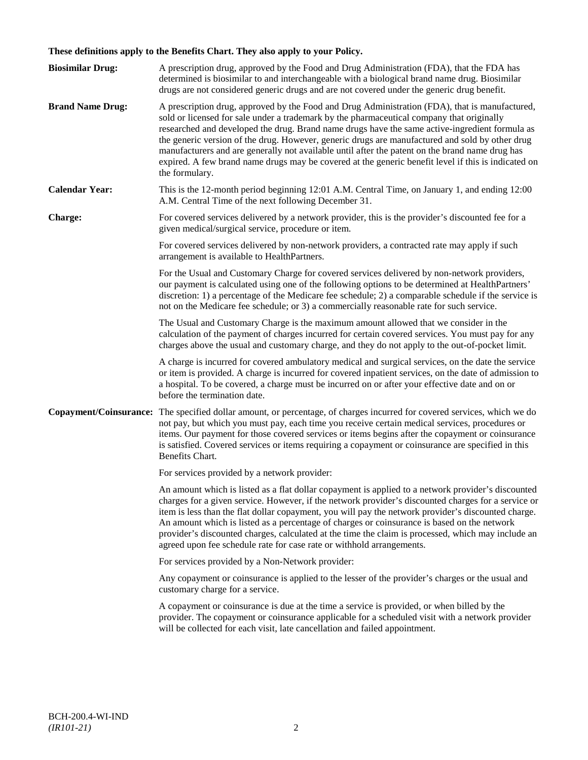**These definitions apply to the Benefits Chart. They also apply to your Policy.**

**Biosimilar Drug:** A prescription drug, approved by the Food and Drug Administration (FDA), that the FDA has determined is biosimilar to and interchangeable with a biological brand name drug. Biosimilar drugs are not considered generic drugs and are not covered under the generic drug benefit.

**Brand Name Drug:** A prescription drug, approved by the Food and Drug Administration (FDA), that is manufactured, sold or licensed for sale under a trademark by the pharmaceutical company that originally researched and developed the drug. Brand name drugs have the same active-ingredient formula as the generic version of the drug. However, generic drugs are manufactured and sold by other drug manufacturers and are generally not available until after the patent on the brand name drug has expired. A few brand name drugs may be covered at the generic benefit level if this is indicated on the formulary.

**Calendar Year:** This is the 12-month period beginning 12:01 A.M. Central Time, on January 1, and ending 12:00 A.M. Central Time of the next following December 31.

**Charge:** For covered services delivered by a network provider, this is the provider's discounted fee for a given medical/surgical service, procedure or item.

For covered services delivered by non-network providers, a contracted rate may apply if such arrangement is available to HealthPartners.

For the Usual and Customary Charge for covered services delivered by non-network providers, our payment is calculated using one of the following options to be determined at HealthPartners' discretion: 1) a percentage of the Medicare fee schedule; 2) a comparable schedule if the service is not on the Medicare fee schedule; or 3) a commercially reasonable rate for such service.

The Usual and Customary Charge is the maximum amount allowed that we consider in the calculation of the payment of charges incurred for certain covered services. You must pay for any charges above the usual and customary charge, and they do not apply to the out-of-pocket limit.

A charge is incurred for covered ambulatory medical and surgical services, on the date the service or item is provided. A charge is incurred for covered inpatient services, on the date of admission to a hospital. To be covered, a charge must be incurred on or after your effective date and on or before the termination date.

**Copayment/Coinsurance:** The specified dollar amount, or percentage, of charges incurred for covered services, which we do not pay, but which you must pay, each time you receive certain medical services, procedures or items. Our payment for those covered services or items begins after the copayment or coinsurance is satisfied. Covered services or items requiring a copayment or coinsurance are specified in this Benefits Chart.

For services provided by a network provider:

An amount which is listed as a flat dollar copayment is applied to a network provider's discounted charges for a given service. However, if the network provider's discounted charges for a service or item is less than the flat dollar copayment, you will pay the network provider's discounted charge. An amount which is listed as a percentage of charges or coinsurance is based on the network provider's discounted charges, calculated at the time the claim is processed, which may include an agreed upon fee schedule rate for case rate or withhold arrangements.

For services provided by a Non-Network provider:

Any copayment or coinsurance is applied to the lesser of the provider's charges or the usual and customary charge for a service.

A copayment or coinsurance is due at the time a service is provided, or when billed by the provider. The copayment or coinsurance applicable for a scheduled visit with a network provider will be collected for each visit, late cancellation and failed appointment.

BCH-200.4-WI-IND
*(IR101-21)*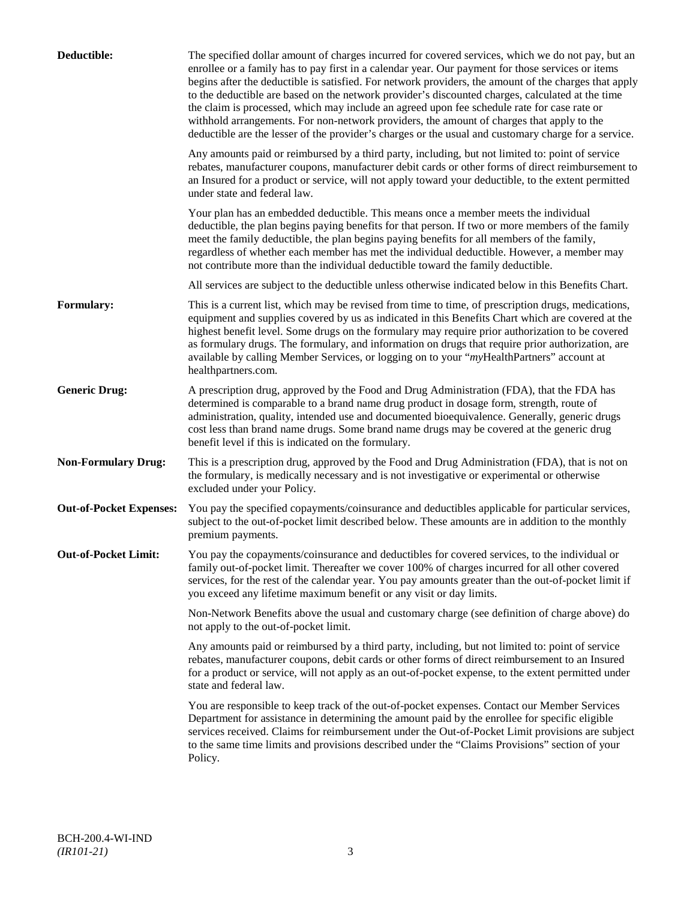**Deductible:** The specified dollar amount of charges incurred for covered services, which we do not pay, but an enrollee or a family has to pay first in a calendar year. Our payment for those services or items begins after the deductible is satisfied. For network providers, the amount of the charges that apply to the deductible are based on the network provider's discounted charges, calculated at the time the claim is processed, which may include an agreed upon fee schedule rate for case rate or withhold arrangements. For non-network providers, the amount of charges that apply to the deductible are the lesser of the provider's charges or the usual and customary charge for a service.

Any amounts paid or reimbursed by a third party, including, but not limited to: point of service rebates, manufacturer coupons, manufacturer debit cards or other forms of direct reimbursement to an Insured for a product or service, will not apply toward your deductible, to the extent permitted under state and federal law.

Your plan has an embedded deductible. This means once a member meets the individual deductible, the plan begins paying benefits for that person. If two or more members of the family meet the family deductible, the plan begins paying benefits for all members of the family, regardless of whether each member has met the individual deductible. However, a member may not contribute more than the individual deductible toward the family deductible.

All services are subject to the deductible unless otherwise indicated below in this Benefits Chart.

**Formulary:** This is a current list, which may be revised from time to time, of prescription drugs, medications, equipment and supplies covered by us as indicated in this Benefits Chart which are covered at the highest benefit level. Some drugs on the formulary may require prior authorization to be covered as formulary drugs. The formulary, and information on drugs that require prior authorization, are available by calling Member Services, or logging on to your "*my*HealthPartners" account at healthpartners.com.

**Generic Drug:** A prescription drug, approved by the Food and Drug Administration (FDA), that the FDA has determined is comparable to a brand name drug product in dosage form, strength, route of administration, quality, intended use and documented bioequivalence. Generally, generic drugs cost less than brand name drugs. Some brand name drugs may be covered at the generic drug benefit level if this is indicated on the formulary.

**Non-Formulary Drug:** This is a prescription drug, approved by the Food and Drug Administration (FDA), that is not on the formulary, is medically necessary and is not investigative or experimental or otherwise excluded under your Policy.

**Out-of-Pocket Expenses:** You pay the specified copayments/coinsurance and deductibles applicable for particular services, subject to the out-of-pocket limit described below. These amounts are in addition to the monthly premium payments.

**Out-of-Pocket Limit:** You pay the copayments/coinsurance and deductibles for covered services, to the individual or family out-of-pocket limit. Thereafter we cover 100% of charges incurred for all other covered services, for the rest of the calendar year. You pay amounts greater than the out-of-pocket limit if you exceed any lifetime maximum benefit or any visit or day limits.

Non-Network Benefits above the usual and customary charge (see definition of charge above) do not apply to the out-of-pocket limit.

Any amounts paid or reimbursed by a third party, including, but not limited to: point of service rebates, manufacturer coupons, debit cards or other forms of direct reimbursement to an Insured for a product or service, will not apply as an out-of-pocket expense, to the extent permitted under state and federal law.

You are responsible to keep track of the out-of-pocket expenses. Contact our Member Services Department for assistance in determining the amount paid by the enrollee for specific eligible services received. Claims for reimbursement under the Out-of-Pocket Limit provisions are subject to the same time limits and provisions described under the "Claims Provisions" section of your Policy.

BCH-200.4-WI-IND
*(IR101-21)*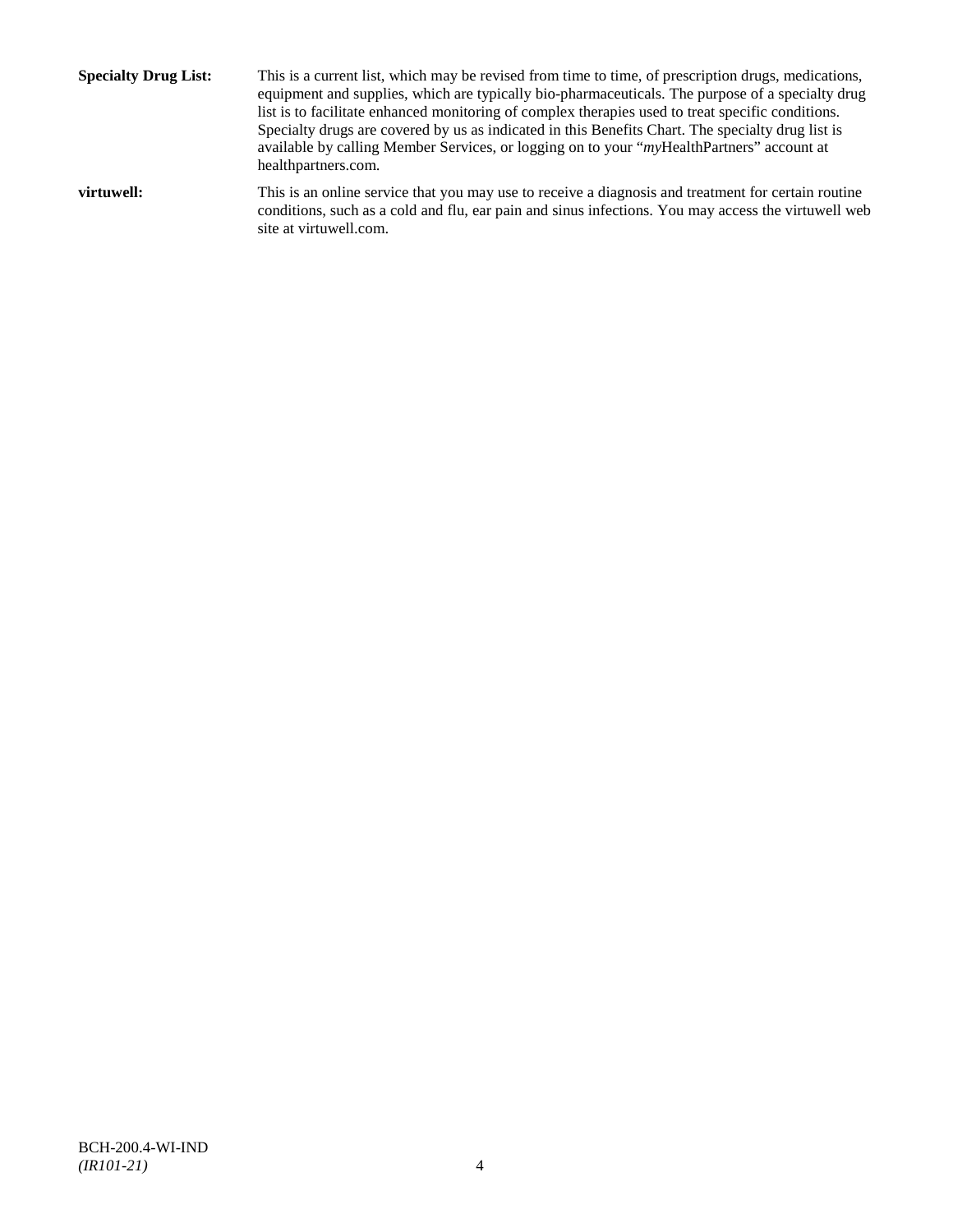**Specialty Drug List:** This is a current list, which may be revised from time to time, of prescription drugs, medications, equipment and supplies, which are typically bio-pharmaceuticals. The purpose of a specialty drug list is to facilitate enhanced monitoring of complex therapies used to treat specific conditions. Specialty drugs are covered by us as indicated in this Benefits Chart. The specialty drug list is available by calling Member Services, or logging on to your "*my*HealthPartners" account at healthpartners.com.

**virtuwell:** This is an online service that you may use to receive a diagnosis and treatment for certain routine conditions, such as a cold and flu, ear pain and sinus infections. You may access the virtuwell web site at virtuwell.com.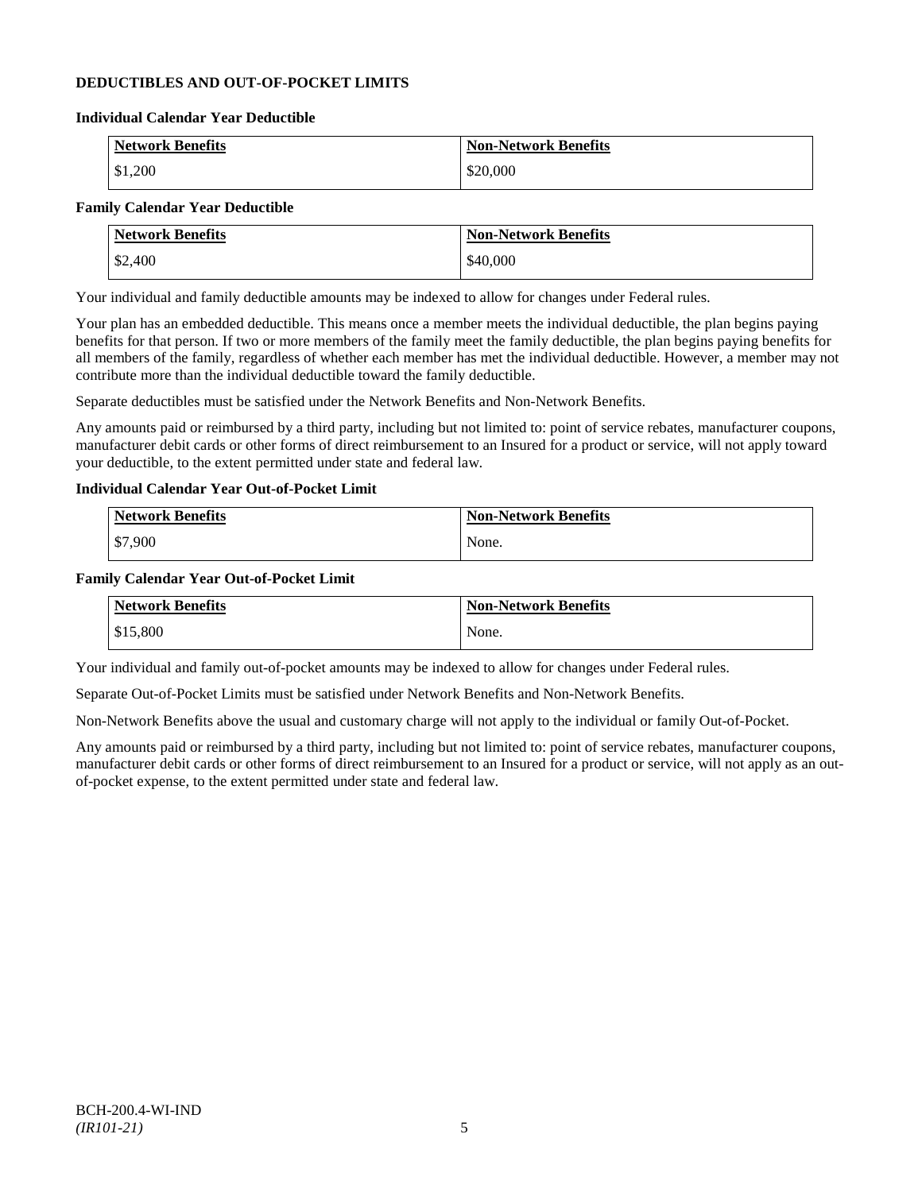## DEDUCTIBLES AND OUT-OF-POCKET LIMITS

### Individual Calendar Year Deductible

| Network Benefits | Non-Network Benefits |
|---|---|
| $1,200 | $20,000 |

### Family Calendar Year Deductible

| Network Benefits | Non-Network Benefits |
|---|---|
| $2,400 | $40,000 |

Your individual and family deductible amounts may be indexed to allow for changes under Federal rules.

Your plan has an embedded deductible. This means once a member meets the individual deductible, the plan begins paying benefits for that person. If two or more members of the family meet the family deductible, the plan begins paying benefits for all members of the family, regardless of whether each member has met the individual deductible. However, a member may not contribute more than the individual deductible toward the family deductible.

Separate deductibles must be satisfied under the Network Benefits and Non-Network Benefits.

Any amounts paid or reimbursed by a third party, including but not limited to: point of service rebates, manufacturer coupons, manufacturer debit cards or other forms of direct reimbursement to an Insured for a product or service, will not apply toward your deductible, to the extent permitted under state and federal law.

### Individual Calendar Year Out-of-Pocket Limit

| Network Benefits | Non-Network Benefits |
|---|---|
| $7,900 | None. |

### Family Calendar Year Out-of-Pocket Limit

| Network Benefits | Non-Network Benefits |
|---|---|
| $15,800 | None. |

Your individual and family out-of-pocket amounts may be indexed to allow for changes under Federal rules.

Separate Out-of-Pocket Limits must be satisfied under Network Benefits and Non-Network Benefits.

Non-Network Benefits above the usual and customary charge will not apply to the individual or family Out-of-Pocket.

Any amounts paid or reimbursed by a third party, including but not limited to: point of service rebates, manufacturer coupons, manufacturer debit cards or other forms of direct reimbursement to an Insured for a product or service, will not apply as an out-of-pocket expense, to the extent permitted under state and federal law.

BCH-200.4-WI-IND
*(IR101-21)*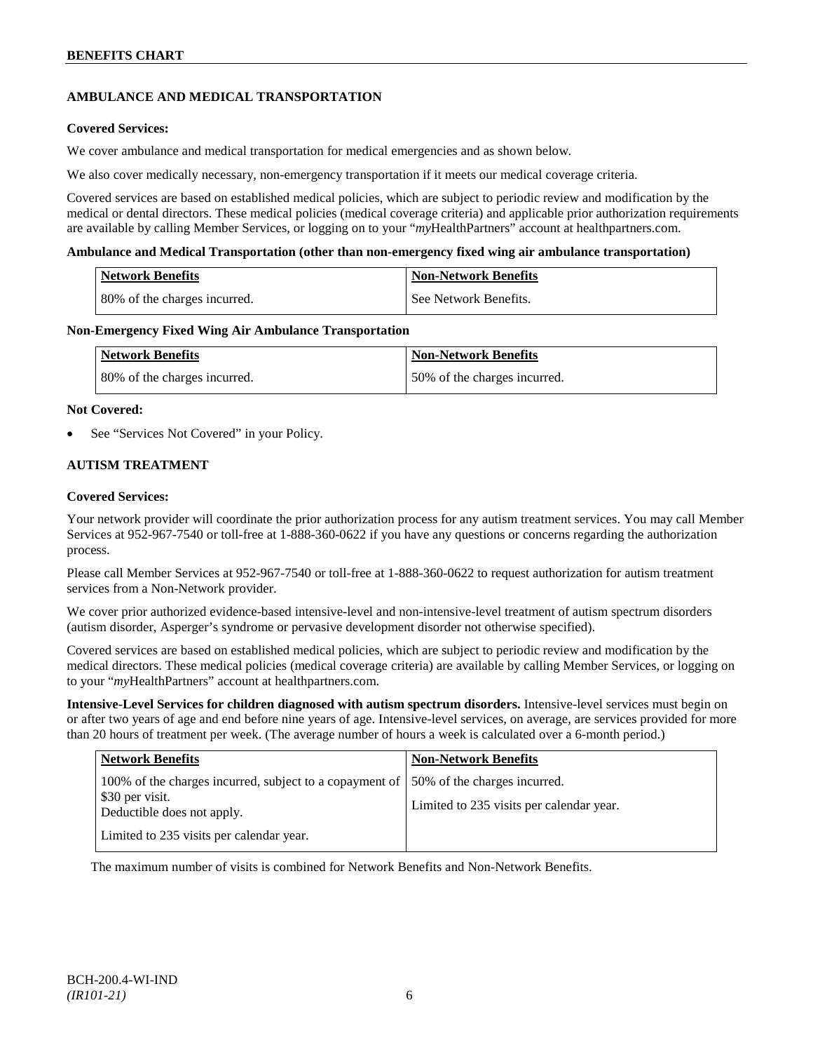## AMBULANCE AND MEDICAL TRANSPORTATION

**Covered Services:**

We cover ambulance and medical transportation for medical emergencies and as shown below.

We also cover medically necessary, non-emergency transportation if it meets our medical coverage criteria.

Covered services are based on established medical policies, which are subject to periodic review and modification by the medical or dental directors. These medical policies (medical coverage criteria) and applicable prior authorization requirements are available by calling Member Services, or logging on to your "*my*HealthPartners" account at healthpartners.com.

**Ambulance and Medical Transportation (other than non-emergency fixed wing air ambulance transportation)**

| Network Benefits | Non-Network Benefits |
|---|---|
| 80% of the charges incurred. | See Network Benefits. |

**Non-Emergency Fixed Wing Air Ambulance Transportation**

| Network Benefits | Non-Network Benefits |
|---|---|
| 80% of the charges incurred. | 50% of the charges incurred. |

**Not Covered:**

- See "Services Not Covered" in your Policy.

## AUTISM TREATMENT

**Covered Services:**

Your network provider will coordinate the prior authorization process for any autism treatment services. You may call Member Services at 952-967-7540 or toll-free at 1-888-360-0622 if you have any questions or concerns regarding the authorization process.

Please call Member Services at 952-967-7540 or toll-free at 1-888-360-0622 to request authorization for autism treatment services from a Non-Network provider.

We cover prior authorized evidence-based intensive-level and non-intensive-level treatment of autism spectrum disorders (autism disorder, Asperger's syndrome or pervasive development disorder not otherwise specified).

Covered services are based on established medical policies, which are subject to periodic review and modification by the medical directors. These medical policies (medical coverage criteria) are available by calling Member Services, or logging on to your "*my*HealthPartners" account at healthpartners.com.

**Intensive-Level Services for children diagnosed with autism spectrum disorders.** Intensive-level services must begin on or after two years of age and end before nine years of age. Intensive-level services, on average, are services provided for more than 20 hours of treatment per week. (The average number of hours a week is calculated over a 6-month period.)

| Network Benefits | Non-Network Benefits |
|---|---|
| 100% of the charges incurred, subject to a copayment of $30 per visit.<br>Deductible does not apply.<br><br>Limited to 235 visits per calendar year. | 50% of the charges incurred.<br><br>Limited to 235 visits per calendar year. |

The maximum number of visits is combined for Network Benefits and Non-Network Benefits.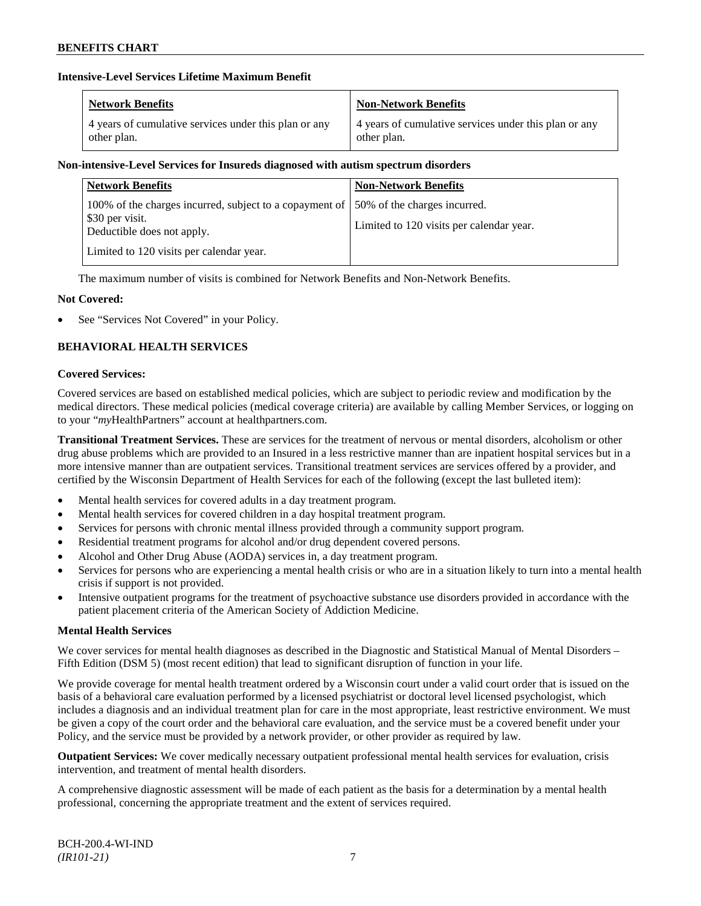**Intensive-Level Services Lifetime Maximum Benefit**

| Network Benefits | Non-Network Benefits |
| --- | --- |
| 4 years of cumulative services under this plan or any other plan. | 4 years of cumulative services under this plan or any other plan. |

**Non-intensive-Level Services for Insureds diagnosed with autism spectrum disorders**

| Network Benefits | Non-Network Benefits |
| --- | --- |
| 100% of the charges incurred, subject to a copayment of $30 per visit.<br>Deductible does not apply.<br>Limited to 120 visits per calendar year. | 50% of the charges incurred.<br>Limited to 120 visits per calendar year. |

The maximum number of visits is combined for Network Benefits and Non-Network Benefits.

**Not Covered:**

- See "Services Not Covered" in your Policy.

## BEHAVIORAL HEALTH SERVICES

**Covered Services:**

Covered services are based on established medical policies, which are subject to periodic review and modification by the medical directors. These medical policies (medical coverage criteria) are available by calling Member Services, or logging on to your "*my*HealthPartners" account at healthpartners.com.

**Transitional Treatment Services.** These are services for the treatment of nervous or mental disorders, alcoholism or other drug abuse problems which are provided to an Insured in a less restrictive manner than are inpatient hospital services but in a more intensive manner than are outpatient services. Transitional treatment services are services offered by a provider, and certified by the Wisconsin Department of Health Services for each of the following (except the last bulleted item):

- Mental health services for covered adults in a day treatment program.
- Mental health services for covered children in a day hospital treatment program.
- Services for persons with chronic mental illness provided through a community support program.
- Residential treatment programs for alcohol and/or drug dependent covered persons.
- Alcohol and Other Drug Abuse (AODA) services in, a day treatment program.
- Services for persons who are experiencing a mental health crisis or who are in a situation likely to turn into a mental health crisis if support is not provided.
- Intensive outpatient programs for the treatment of psychoactive substance use disorders provided in accordance with the patient placement criteria of the American Society of Addiction Medicine.

**Mental Health Services**

We cover services for mental health diagnoses as described in the Diagnostic and Statistical Manual of Mental Disorders – Fifth Edition (DSM 5) (most recent edition) that lead to significant disruption of function in your life.

We provide coverage for mental health treatment ordered by a Wisconsin court under a valid court order that is issued on the basis of a behavioral care evaluation performed by a licensed psychiatrist or doctoral level licensed psychologist, which includes a diagnosis and an individual treatment plan for care in the most appropriate, least restrictive environment. We must be given a copy of the court order and the behavioral care evaluation, and the service must be a covered benefit under your Policy, and the service must be provided by a network provider, or other provider as required by law.

**Outpatient Services:** We cover medically necessary outpatient professional mental health services for evaluation, crisis intervention, and treatment of mental health disorders.

A comprehensive diagnostic assessment will be made of each patient as the basis for a determination by a mental health professional, concerning the appropriate treatment and the extent of services required.

BCH-200.4-WI-IND
*(IR101-21)*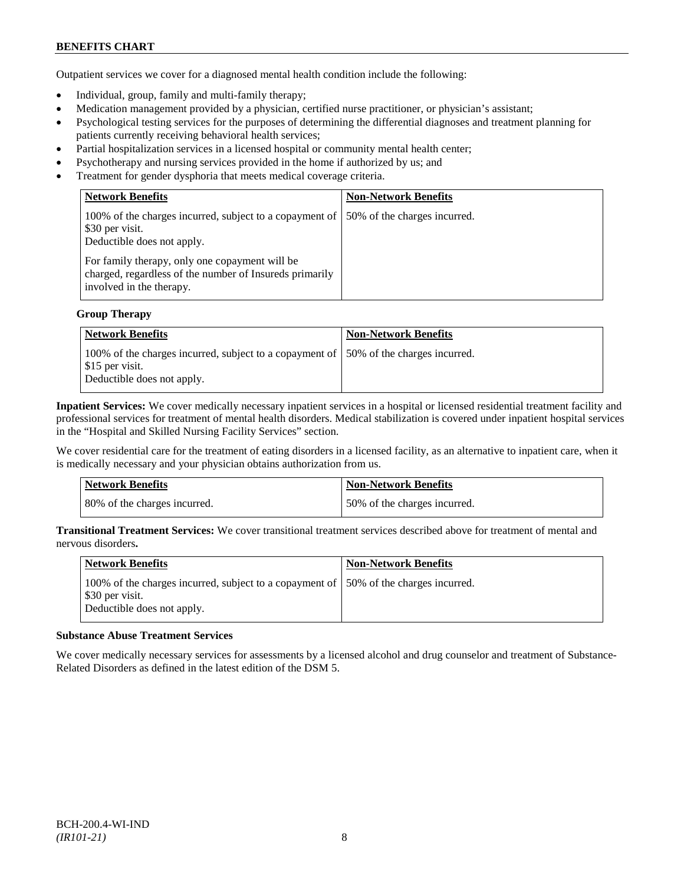Outpatient services we cover for a diagnosed mental health condition include the following:

- Individual, group, family and multi-family therapy;
- Medication management provided by a physician, certified nurse practitioner, or physician's assistant;
- Psychological testing services for the purposes of determining the differential diagnoses and treatment planning for patients currently receiving behavioral health services;
- Partial hospitalization services in a licensed hospital or community mental health center;
- Psychotherapy and nursing services provided in the home if authorized by us; and
- Treatment for gender dysphoria that meets medical coverage criteria.

| Network Benefits | Non-Network Benefits |
| --- | --- |
| 100% of the charges incurred, subject to a copayment of $30 per visit.<br>Deductible does not apply.<br><br>For family therapy, only one copayment will be charged, regardless of the number of Insureds primarily involved in the therapy. | 50% of the charges incurred. |

**Group Therapy**

| Network Benefits | Non-Network Benefits |
| --- | --- |
| 100% of the charges incurred, subject to a copayment of $15 per visit.<br>Deductible does not apply. | 50% of the charges incurred. |

**Inpatient Services:** We cover medically necessary inpatient services in a hospital or licensed residential treatment facility and professional services for treatment of mental health disorders. Medical stabilization is covered under inpatient hospital services in the "Hospital and Skilled Nursing Facility Services" section.

We cover residential care for the treatment of eating disorders in a licensed facility, as an alternative to inpatient care, when it is medically necessary and your physician obtains authorization from us.

| Network Benefits | Non-Network Benefits |
| --- | --- |
| 80% of the charges incurred. | 50% of the charges incurred. |

**Transitional Treatment Services:** We cover transitional treatment services described above for treatment of mental and nervous disorders**.**

| Network Benefits | Non-Network Benefits |
| --- | --- |
| 100% of the charges incurred, subject to a copayment of $30 per visit.<br>Deductible does not apply. | 50% of the charges incurred. |

**Substance Abuse Treatment Services**

We cover medically necessary services for assessments by a licensed alcohol and drug counselor and treatment of Substance-Related Disorders as defined in the latest edition of the DSM 5.

BCH-200.4-WI-IND
*(IR101-21)*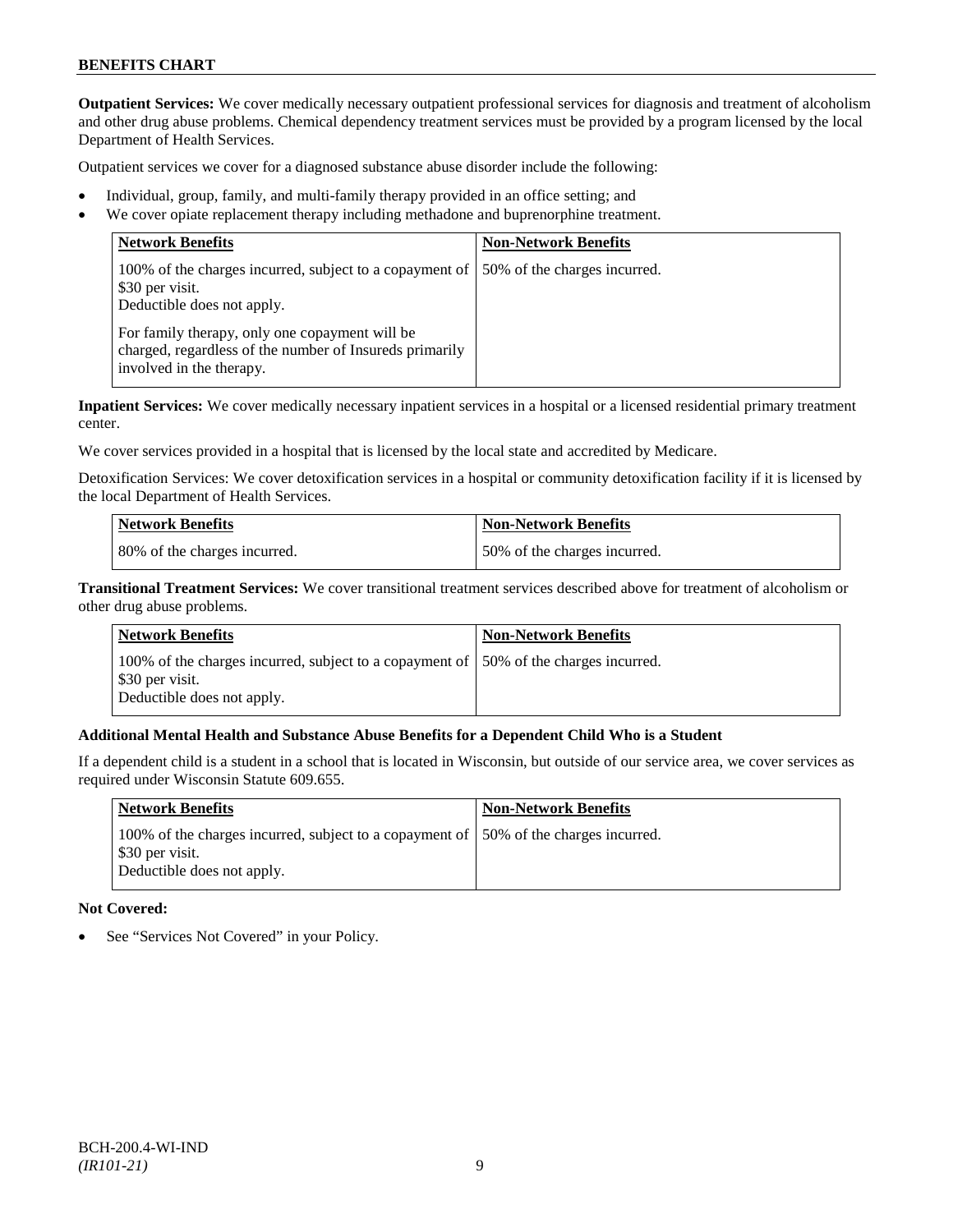**Outpatient Services:** We cover medically necessary outpatient professional services for diagnosis and treatment of alcoholism and other drug abuse problems. Chemical dependency treatment services must be provided by a program licensed by the local Department of Health Services.

Outpatient services we cover for a diagnosed substance abuse disorder include the following:

- Individual, group, family, and multi-family therapy provided in an office setting; and
- We cover opiate replacement therapy including methadone and buprenorphine treatment.

| Network Benefits | Non-Network Benefits |
|---|---|
| 100% of the charges incurred, subject to a copayment of $30 per visit. Deductible does not apply. For family therapy, only one copayment will be charged, regardless of the number of Insureds primarily involved in the therapy. | 50% of the charges incurred. |

**Inpatient Services:** We cover medically necessary inpatient services in a hospital or a licensed residential primary treatment center.

We cover services provided in a hospital that is licensed by the local state and accredited by Medicare.

Detoxification Services: We cover detoxification services in a hospital or community detoxification facility if it is licensed by the local Department of Health Services.

| Network Benefits | Non-Network Benefits |
|---|---|
| 80% of the charges incurred. | 50% of the charges incurred. |

**Transitional Treatment Services:** We cover transitional treatment services described above for treatment of alcoholism or other drug abuse problems.

| Network Benefits | Non-Network Benefits |
|---|---|
| 100% of the charges incurred, subject to a copayment of $30 per visit. Deductible does not apply. | 50% of the charges incurred. |

**Additional Mental Health and Substance Abuse Benefits for a Dependent Child Who is a Student**

If a dependent child is a student in a school that is located in Wisconsin, but outside of our service area, we cover services as required under Wisconsin Statute 609.655.

| Network Benefits | Non-Network Benefits |
|---|---|
| 100% of the charges incurred, subject to a copayment of $30 per visit. Deductible does not apply. | 50% of the charges incurred. |

**Not Covered:**

- See "Services Not Covered" in your Policy.

BCH-200.4-WI-IND
*(IR101-21)*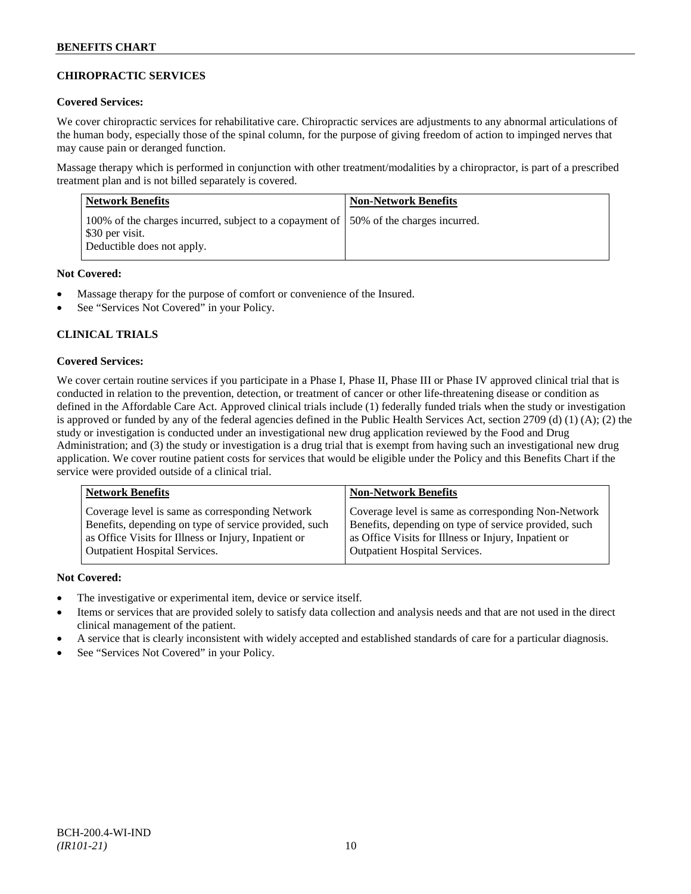## CHIROPRACTIC SERVICES

**Covered Services:**

We cover chiropractic services for rehabilitative care. Chiropractic services are adjustments to any abnormal articulations of the human body, especially those of the spinal column, for the purpose of giving freedom of action to impinged nerves that may cause pain or deranged function.

Massage therapy which is performed in conjunction with other treatment/modalities by a chiropractor, is part of a prescribed treatment plan and is not billed separately is covered.

| Network Benefits | Non-Network Benefits |
|---|---|
| 100% of the charges incurred, subject to a copayment of $30 per visit.<br>Deductible does not apply. | 50% of the charges incurred. |

**Not Covered:**

- Massage therapy for the purpose of comfort or convenience of the Insured.
- See "Services Not Covered" in your Policy.

## CLINICAL TRIALS

**Covered Services:**

We cover certain routine services if you participate in a Phase I, Phase II, Phase III or Phase IV approved clinical trial that is conducted in relation to the prevention, detection, or treatment of cancer or other life-threatening disease or condition as defined in the Affordable Care Act. Approved clinical trials include (1) federally funded trials when the study or investigation is approved or funded by any of the federal agencies defined in the Public Health Services Act, section 2709 (d) (1) (A); (2) the study or investigation is conducted under an investigational new drug application reviewed by the Food and Drug Administration; and (3) the study or investigation is a drug trial that is exempt from having such an investigational new drug application. We cover routine patient costs for services that would be eligible under the Policy and this Benefits Chart if the service were provided outside of a clinical trial.

| Network Benefits | Non-Network Benefits |
|---|---|
| Coverage level is same as corresponding Network Benefits, depending on type of service provided, such as Office Visits for Illness or Injury, Inpatient or Outpatient Hospital Services. | Coverage level is same as corresponding Non-Network Benefits, depending on type of service provided, such as Office Visits for Illness or Injury, Inpatient or Outpatient Hospital Services. |

**Not Covered:**

- The investigative or experimental item, device or service itself.
- Items or services that are provided solely to satisfy data collection and analysis needs and that are not used in the direct clinical management of the patient.
- A service that is clearly inconsistent with widely accepted and established standards of care for a particular diagnosis.
- See "Services Not Covered" in your Policy.

BCH-200.4-WI-IND
*(IR101-21)*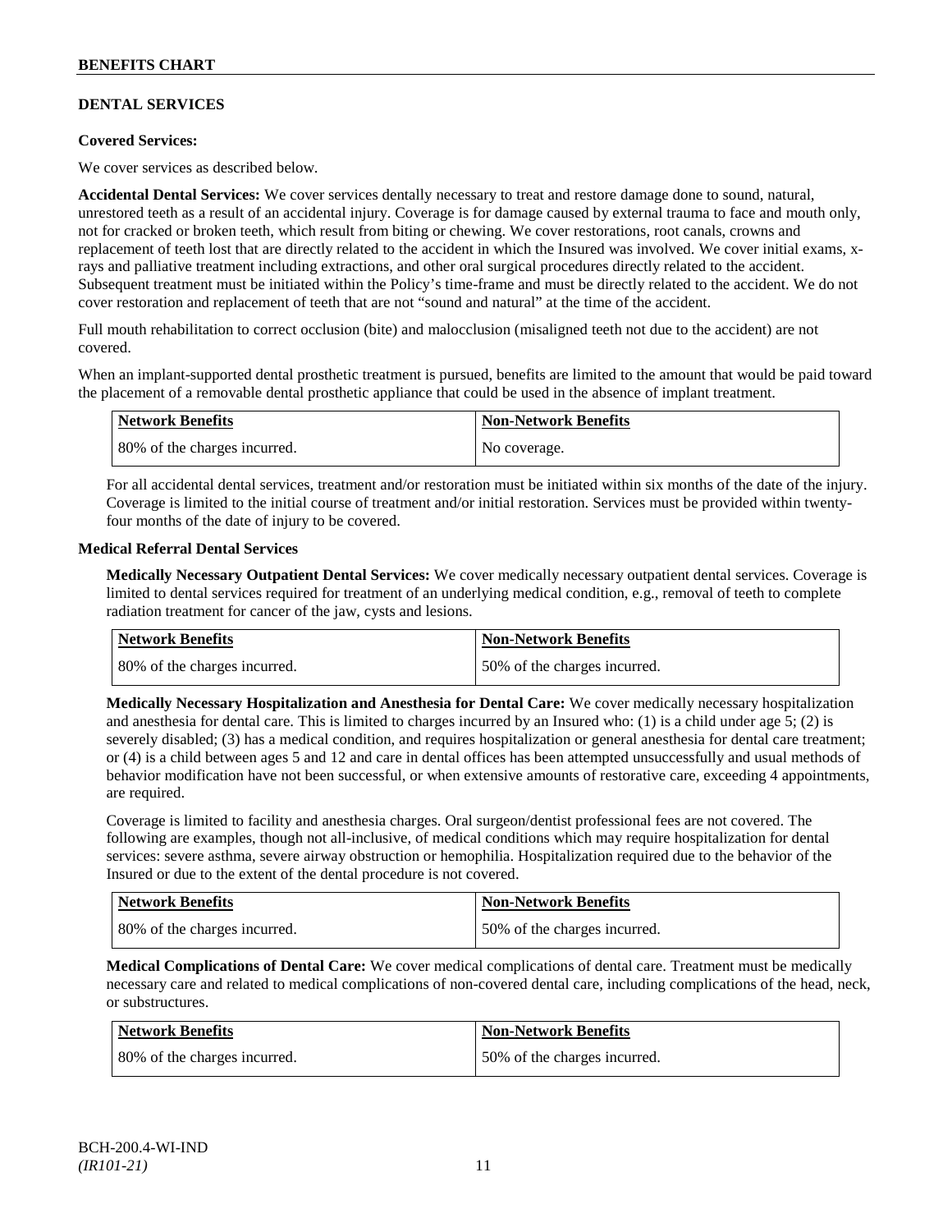## DENTAL SERVICES

**Covered Services:**

We cover services as described below.

**Accidental Dental Services:** We cover services dentally necessary to treat and restore damage done to sound, natural, unrestored teeth as a result of an accidental injury. Coverage is for damage caused by external trauma to face and mouth only, not for cracked or broken teeth, which result from biting or chewing. We cover restorations, root canals, crowns and replacement of teeth lost that are directly related to the accident in which the Insured was involved. We cover initial exams, x-rays and palliative treatment including extractions, and other oral surgical procedures directly related to the accident. Subsequent treatment must be initiated within the Policy's time-frame and must be directly related to the accident. We do not cover restoration and replacement of teeth that are not "sound and natural" at the time of the accident.

Full mouth rehabilitation to correct occlusion (bite) and malocclusion (misaligned teeth not due to the accident) are not covered.

When an implant-supported dental prosthetic treatment is pursued, benefits are limited to the amount that would be paid toward the placement of a removable dental prosthetic appliance that could be used in the absence of implant treatment.

| Network Benefits | Non-Network Benefits |
|---|---|
| 80% of the charges incurred. | No coverage. |

For all accidental dental services, treatment and/or restoration must be initiated within six months of the date of the injury. Coverage is limited to the initial course of treatment and/or initial restoration. Services must be provided within twenty-four months of the date of injury to be covered.

**Medical Referral Dental Services**

**Medically Necessary Outpatient Dental Services:** We cover medically necessary outpatient dental services. Coverage is limited to dental services required for treatment of an underlying medical condition, e.g., removal of teeth to complete radiation treatment for cancer of the jaw, cysts and lesions.

| Network Benefits | Non-Network Benefits |
|---|---|
| 80% of the charges incurred. | 50% of the charges incurred. |

**Medically Necessary Hospitalization and Anesthesia for Dental Care:** We cover medically necessary hospitalization and anesthesia for dental care. This is limited to charges incurred by an Insured who: (1) is a child under age 5; (2) is severely disabled; (3) has a medical condition, and requires hospitalization or general anesthesia for dental care treatment; or (4) is a child between ages 5 and 12 and care in dental offices has been attempted unsuccessfully and usual methods of behavior modification have not been successful, or when extensive amounts of restorative care, exceeding 4 appointments, are required.

Coverage is limited to facility and anesthesia charges. Oral surgeon/dentist professional fees are not covered. The following are examples, though not all-inclusive, of medical conditions which may require hospitalization for dental services: severe asthma, severe airway obstruction or hemophilia. Hospitalization required due to the behavior of the Insured or due to the extent of the dental procedure is not covered.

| Network Benefits | Non-Network Benefits |
|---|---|
| 80% of the charges incurred. | 50% of the charges incurred. |

**Medical Complications of Dental Care:** We cover medical complications of dental care. Treatment must be medically necessary care and related to medical complications of non-covered dental care, including complications of the head, neck, or substructures.

| Network Benefits | Non-Network Benefits |
|---|---|
| 80% of the charges incurred. | 50% of the charges incurred. |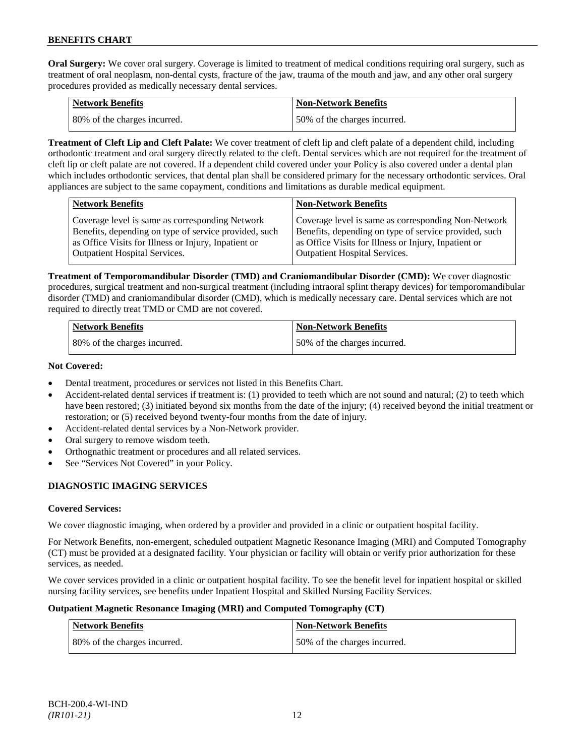**Oral Surgery:** We cover oral surgery. Coverage is limited to treatment of medical conditions requiring oral surgery, such as treatment of oral neoplasm, non-dental cysts, fracture of the jaw, trauma of the mouth and jaw, and any other oral surgery procedures provided as medically necessary dental services.

| Network Benefits | Non-Network Benefits |
|---|---|
| 80% of the charges incurred. | 50% of the charges incurred. |

**Treatment of Cleft Lip and Cleft Palate:** We cover treatment of cleft lip and cleft palate of a dependent child, including orthodontic treatment and oral surgery directly related to the cleft. Dental services which are not required for the treatment of cleft lip or cleft palate are not covered. If a dependent child covered under your Policy is also covered under a dental plan which includes orthodontic services, that dental plan shall be considered primary for the necessary orthodontic services. Oral appliances are subject to the same copayment, conditions and limitations as durable medical equipment.

| Network Benefits | Non-Network Benefits |
|---|---|
| Coverage level is same as corresponding Network Benefits, depending on type of service provided, such as Office Visits for Illness or Injury, Inpatient or Outpatient Hospital Services. | Coverage level is same as corresponding Non-Network Benefits, depending on type of service provided, such as Office Visits for Illness or Injury, Inpatient or Outpatient Hospital Services. |

**Treatment of Temporomandibular Disorder (TMD) and Craniomandibular Disorder (CMD):** We cover diagnostic procedures, surgical treatment and non-surgical treatment (including intraoral splint therapy devices) for temporomandibular disorder (TMD) and craniomandibular disorder (CMD), which is medically necessary care. Dental services which are not required to directly treat TMD or CMD are not covered.

| Network Benefits | Non-Network Benefits |
|---|---|
| 80% of the charges incurred. | 50% of the charges incurred. |

**Not Covered:**

- Dental treatment, procedures or services not listed in this Benefits Chart.
- Accident-related dental services if treatment is: (1) provided to teeth which are not sound and natural; (2) to teeth which have been restored; (3) initiated beyond six months from the date of the injury; (4) received beyond the initial treatment or restoration; or (5) received beyond twenty-four months from the date of injury.
- Accident-related dental services by a Non-Network provider.
- Oral surgery to remove wisdom teeth.
- Orthognathic treatment or procedures and all related services.
- See "Services Not Covered" in your Policy.

## DIAGNOSTIC IMAGING SERVICES

**Covered Services:**

We cover diagnostic imaging, when ordered by a provider and provided in a clinic or outpatient hospital facility.

For Network Benefits, non-emergent, scheduled outpatient Magnetic Resonance Imaging (MRI) and Computed Tomography (CT) must be provided at a designated facility. Your physician or facility will obtain or verify prior authorization for these services, as needed.

We cover services provided in a clinic or outpatient hospital facility. To see the benefit level for inpatient hospital or skilled nursing facility services, see benefits under Inpatient Hospital and Skilled Nursing Facility Services.

**Outpatient Magnetic Resonance Imaging (MRI) and Computed Tomography (CT)**

| Network Benefits | Non-Network Benefits |
|---|---|
| 80% of the charges incurred. | 50% of the charges incurred. |

BCH-200.4-WI-IND
*(IR101-21)*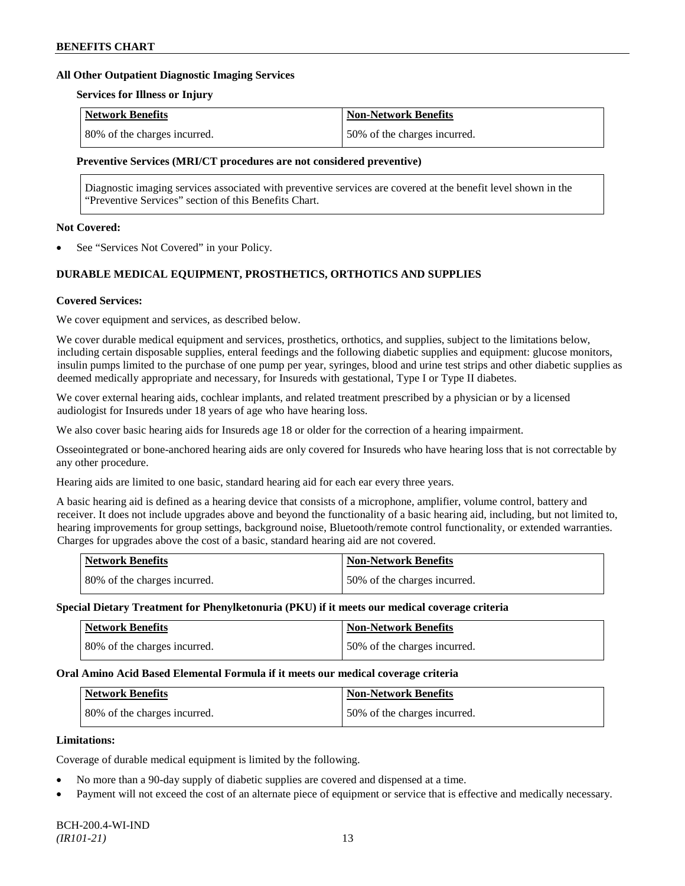### All Other Outpatient Diagnostic Imaging Services

**Services for Illness or Injury**

| Network Benefits | Non-Network Benefits |
|---|---|
| 80% of the charges incurred. | 50% of the charges incurred. |

**Preventive Services (MRI/CT procedures are not considered preventive)**

Diagnostic imaging services associated with preventive services are covered at the benefit level shown in the "Preventive Services" section of this Benefits Chart.

**Not Covered:**

- See "Services Not Covered" in your Policy.

## DURABLE MEDICAL EQUIPMENT, PROSTHETICS, ORTHOTICS AND SUPPLIES

**Covered Services:**

We cover equipment and services, as described below.

We cover durable medical equipment and services, prosthetics, orthotics, and supplies, subject to the limitations below, including certain disposable supplies, enteral feedings and the following diabetic supplies and equipment: glucose monitors, insulin pumps limited to the purchase of one pump per year, syringes, blood and urine test strips and other diabetic supplies as deemed medically appropriate and necessary, for Insureds with gestational, Type I or Type II diabetes.

We cover external hearing aids, cochlear implants, and related treatment prescribed by a physician or by a licensed audiologist for Insureds under 18 years of age who have hearing loss.

We also cover basic hearing aids for Insureds age 18 or older for the correction of a hearing impairment.

Osseointegrated or bone-anchored hearing aids are only covered for Insureds who have hearing loss that is not correctable by any other procedure.

Hearing aids are limited to one basic, standard hearing aid for each ear every three years.

A basic hearing aid is defined as a hearing device that consists of a microphone, amplifier, volume control, battery and receiver. It does not include upgrades above and beyond the functionality of a basic hearing aid, including, but not limited to, hearing improvements for group settings, background noise, Bluetooth/remote control functionality, or extended warranties. Charges for upgrades above the cost of a basic, standard hearing aid are not covered.

| Network Benefits | Non-Network Benefits |
|---|---|
| 80% of the charges incurred. | 50% of the charges incurred. |

**Special Dietary Treatment for Phenylketonuria (PKU) if it meets our medical coverage criteria**

| Network Benefits | Non-Network Benefits |
|---|---|
| 80% of the charges incurred. | 50% of the charges incurred. |

**Oral Amino Acid Based Elemental Formula if it meets our medical coverage criteria**

| Network Benefits | Non-Network Benefits |
|---|---|
| 80% of the charges incurred. | 50% of the charges incurred. |

**Limitations:**

Coverage of durable medical equipment is limited by the following.

- No more than a 90-day supply of diabetic supplies are covered and dispensed at a time.
- Payment will not exceed the cost of an alternate piece of equipment or service that is effective and medically necessary.

BCH-200.4-WI-IND
*(IR101-21)*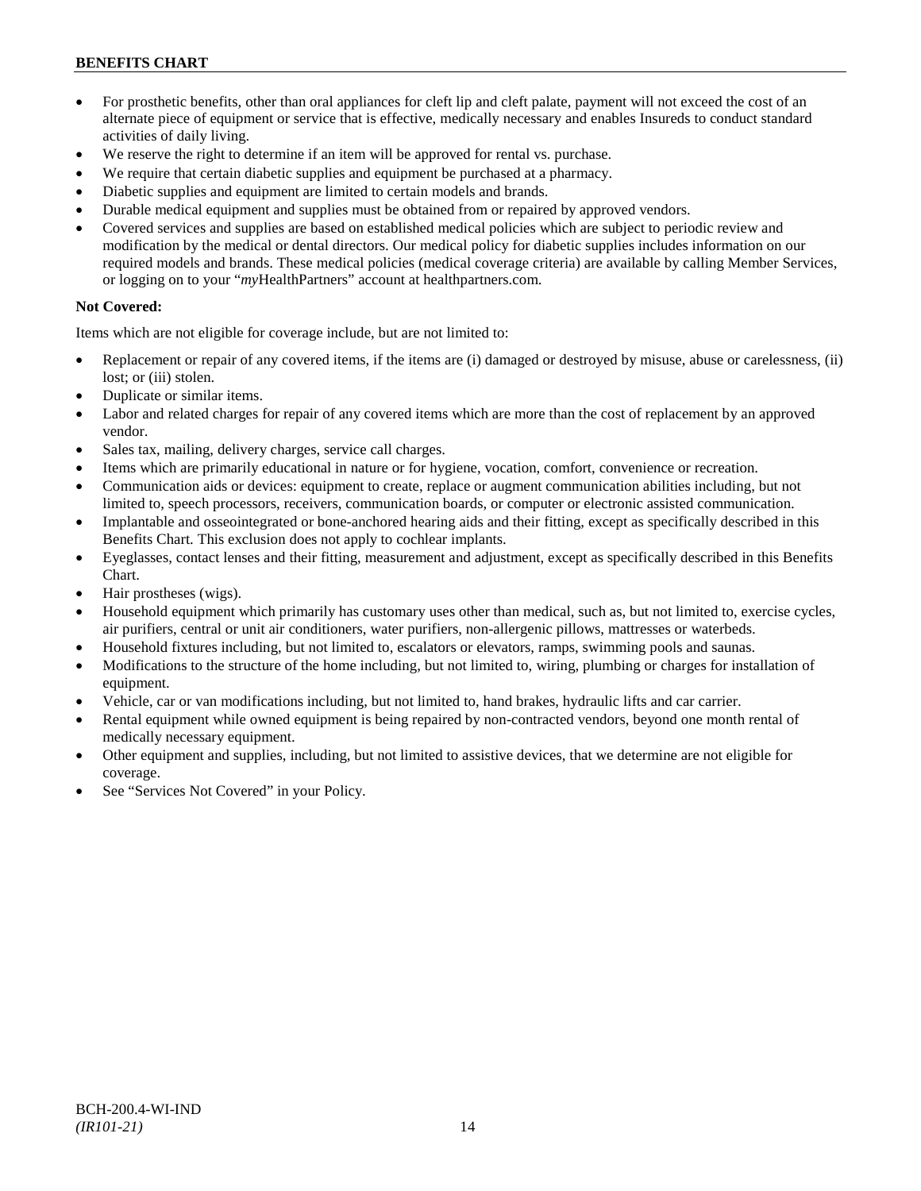- For prosthetic benefits, other than oral appliances for cleft lip and cleft palate, payment will not exceed the cost of an alternate piece of equipment or service that is effective, medically necessary and enables Insureds to conduct standard activities of daily living.
- We reserve the right to determine if an item will be approved for rental vs. purchase.
- We require that certain diabetic supplies and equipment be purchased at a pharmacy.
- Diabetic supplies and equipment are limited to certain models and brands.
- Durable medical equipment and supplies must be obtained from or repaired by approved vendors.
- Covered services and supplies are based on established medical policies which are subject to periodic review and modification by the medical or dental directors. Our medical policy for diabetic supplies includes information on our required models and brands. These medical policies (medical coverage criteria) are available by calling Member Services, or logging on to your "*my*HealthPartners" account at healthpartners.com.

**Not Covered:**

Items which are not eligible for coverage include, but are not limited to:

- Replacement or repair of any covered items, if the items are (i) damaged or destroyed by misuse, abuse or carelessness, (ii) lost; or (iii) stolen.
- Duplicate or similar items.
- Labor and related charges for repair of any covered items which are more than the cost of replacement by an approved vendor.
- Sales tax, mailing, delivery charges, service call charges.
- Items which are primarily educational in nature or for hygiene, vocation, comfort, convenience or recreation.
- Communication aids or devices: equipment to create, replace or augment communication abilities including, but not limited to, speech processors, receivers, communication boards, or computer or electronic assisted communication.
- Implantable and osseointegrated or bone-anchored hearing aids and their fitting, except as specifically described in this Benefits Chart. This exclusion does not apply to cochlear implants.
- Eyeglasses, contact lenses and their fitting, measurement and adjustment, except as specifically described in this Benefits Chart.
- Hair prostheses (wigs).
- Household equipment which primarily has customary uses other than medical, such as, but not limited to, exercise cycles, air purifiers, central or unit air conditioners, water purifiers, non-allergenic pillows, mattresses or waterbeds.
- Household fixtures including, but not limited to, escalators or elevators, ramps, swimming pools and saunas.
- Modifications to the structure of the home including, but not limited to, wiring, plumbing or charges for installation of equipment.
- Vehicle, car or van modifications including, but not limited to, hand brakes, hydraulic lifts and car carrier.
- Rental equipment while owned equipment is being repaired by non-contracted vendors, beyond one month rental of medically necessary equipment.
- Other equipment and supplies, including, but not limited to assistive devices, that we determine are not eligible for coverage.
- See "Services Not Covered" in your Policy.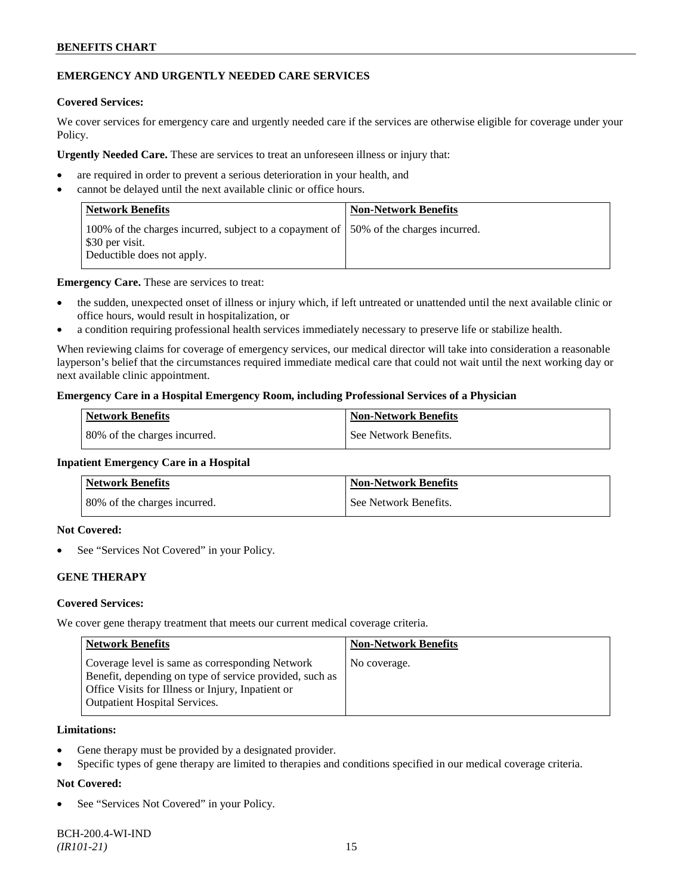## EMERGENCY AND URGENTLY NEEDED CARE SERVICES

**Covered Services:**

We cover services for emergency care and urgently needed care if the services are otherwise eligible for coverage under your Policy.

**Urgently Needed Care.** These are services to treat an unforeseen illness or injury that:

- are required in order to prevent a serious deterioration in your health, and
- cannot be delayed until the next available clinic or office hours.

| Network Benefits | Non-Network Benefits |
|---|---|
| 100% of the charges incurred, subject to a copayment of $30 per visit.<br>Deductible does not apply. | 50% of the charges incurred. |

**Emergency Care.** These are services to treat:

- the sudden, unexpected onset of illness or injury which, if left untreated or unattended until the next available clinic or office hours, would result in hospitalization, or
- a condition requiring professional health services immediately necessary to preserve life or stabilize health.

When reviewing claims for coverage of emergency services, our medical director will take into consideration a reasonable layperson's belief that the circumstances required immediate medical care that could not wait until the next working day or next available clinic appointment.

**Emergency Care in a Hospital Emergency Room, including Professional Services of a Physician**

| Network Benefits | Non-Network Benefits |
|---|---|
| 80% of the charges incurred. | See Network Benefits. |

**Inpatient Emergency Care in a Hospital**

| Network Benefits | Non-Network Benefits |
|---|---|
| 80% of the charges incurred. | See Network Benefits. |

**Not Covered:**

- See "Services Not Covered" in your Policy.

## GENE THERAPY

**Covered Services:**

We cover gene therapy treatment that meets our current medical coverage criteria.

| Network Benefits | Non-Network Benefits |
|---|---|
| Coverage level is same as corresponding Network Benefit, depending on type of service provided, such as Office Visits for Illness or Injury, Inpatient or Outpatient Hospital Services. | No coverage. |

**Limitations:**

- Gene therapy must be provided by a designated provider.
- Specific types of gene therapy are limited to therapies and conditions specified in our medical coverage criteria.

**Not Covered:**

- See "Services Not Covered" in your Policy.

BCH-200.4-WI-IND
*(IR101-21)*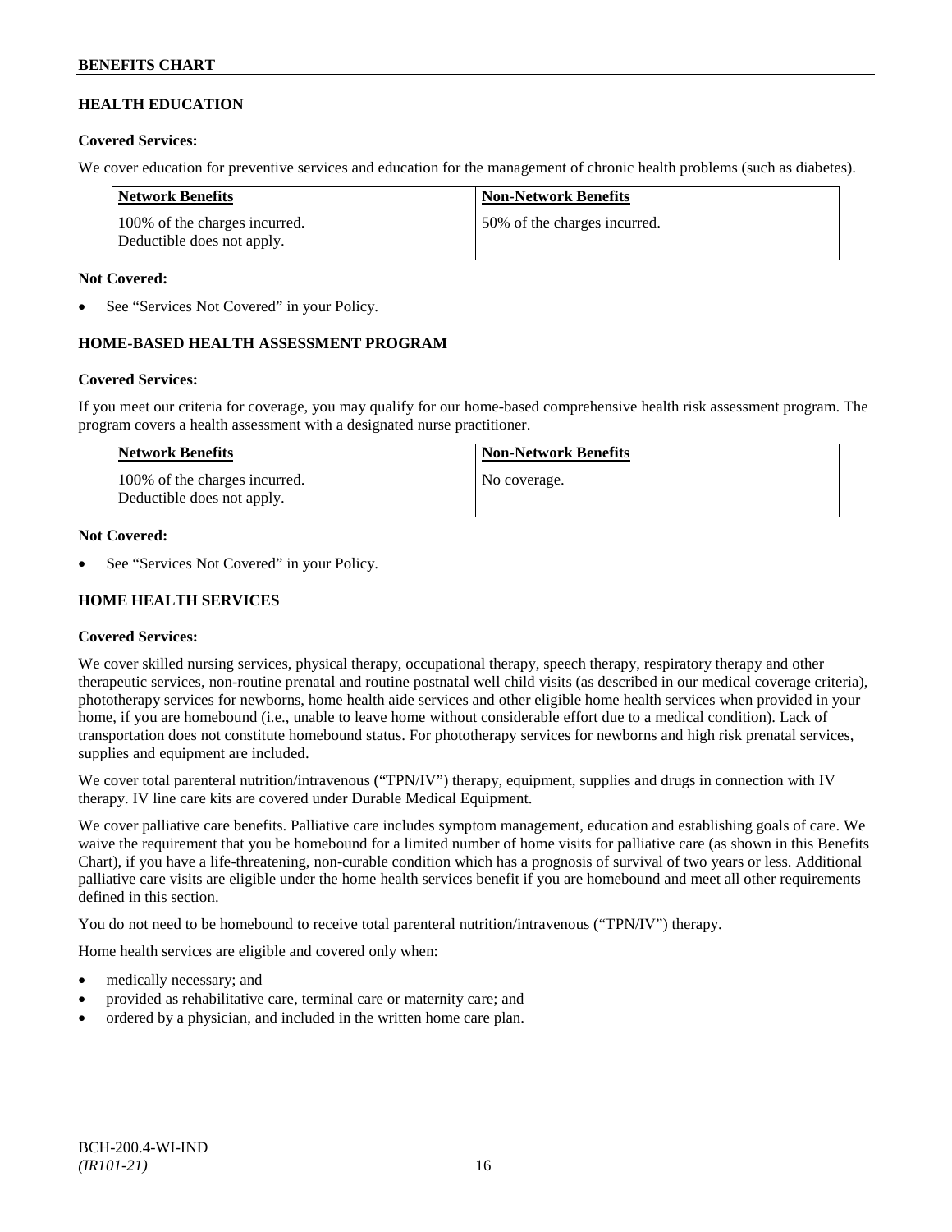## HEALTH EDUCATION

**Covered Services:**

We cover education for preventive services and education for the management of chronic health problems (such as diabetes).

| Network Benefits | Non-Network Benefits |
| --- | --- |
| 100% of the charges incurred. Deductible does not apply. | 50% of the charges incurred. |

**Not Covered:**

- See "Services Not Covered" in your Policy.

## HOME-BASED HEALTH ASSESSMENT PROGRAM

**Covered Services:**

If you meet our criteria for coverage, you may qualify for our home-based comprehensive health risk assessment program. The program covers a health assessment with a designated nurse practitioner.

| Network Benefits | Non-Network Benefits |
| --- | --- |
| 100% of the charges incurred. Deductible does not apply. | No coverage. |

**Not Covered:**

- See "Services Not Covered" in your Policy.

## HOME HEALTH SERVICES

**Covered Services:**

We cover skilled nursing services, physical therapy, occupational therapy, speech therapy, respiratory therapy and other therapeutic services, non-routine prenatal and routine postnatal well child visits (as described in our medical coverage criteria), phototherapy services for newborns, home health aide services and other eligible home health services when provided in your home, if you are homebound (i.e., unable to leave home without considerable effort due to a medical condition). Lack of transportation does not constitute homebound status. For phototherapy services for newborns and high risk prenatal services, supplies and equipment are included.

We cover total parenteral nutrition/intravenous ("TPN/IV") therapy, equipment, supplies and drugs in connection with IV therapy. IV line care kits are covered under Durable Medical Equipment.

We cover palliative care benefits. Palliative care includes symptom management, education and establishing goals of care. We waive the requirement that you be homebound for a limited number of home visits for palliative care (as shown in this Benefits Chart), if you have a life-threatening, non-curable condition which has a prognosis of survival of two years or less. Additional palliative care visits are eligible under the home health services benefit if you are homebound and meet all other requirements defined in this section.

You do not need to be homebound to receive total parenteral nutrition/intravenous ("TPN/IV") therapy.

Home health services are eligible and covered only when:

- medically necessary; and
- provided as rehabilitative care, terminal care or maternity care; and
- ordered by a physician, and included in the written home care plan.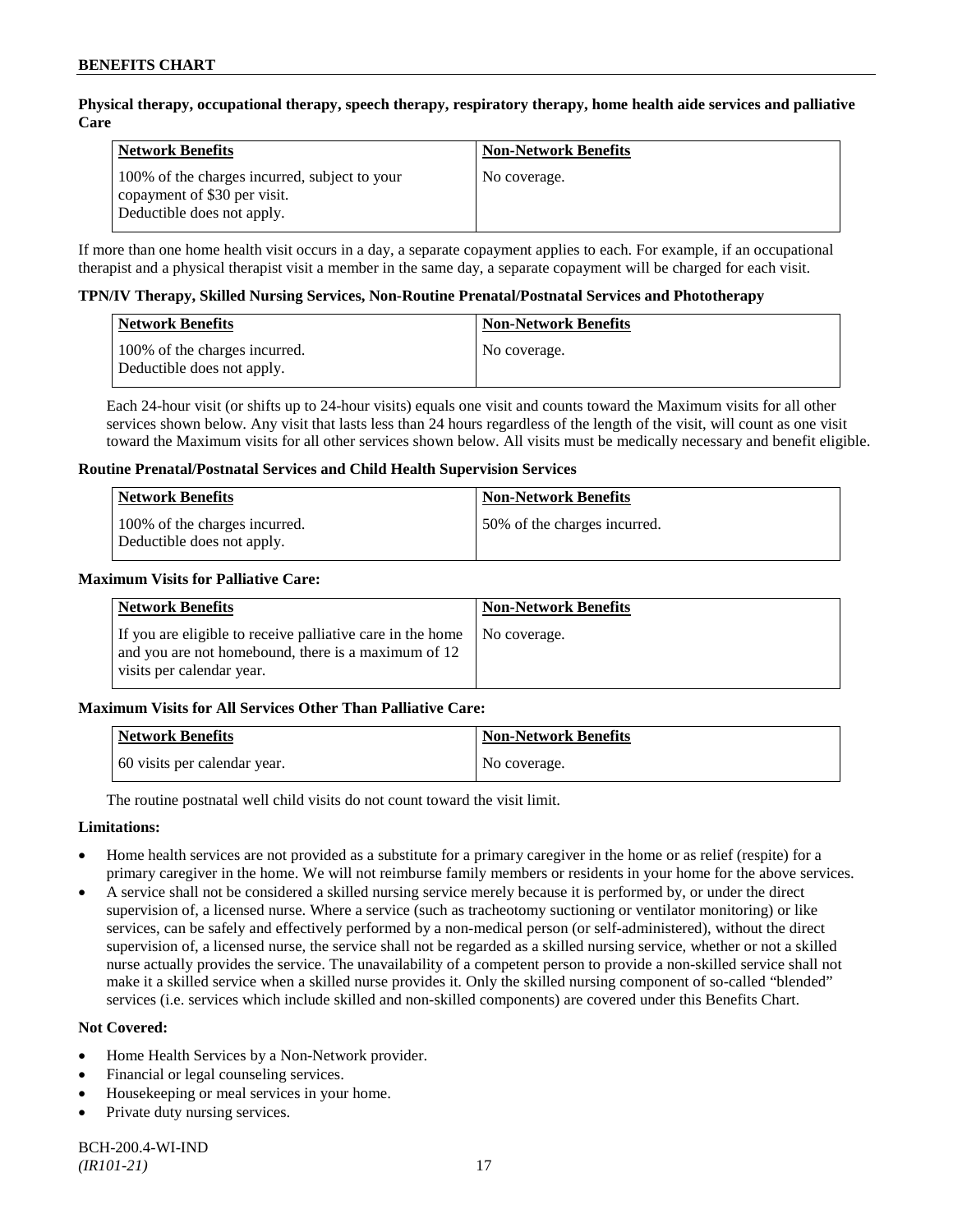**Physical therapy, occupational therapy, speech therapy, respiratory therapy, home health aide services and palliative Care**

| Network Benefits | Non-Network Benefits |
|---|---|
| 100% of the charges incurred, subject to your copayment of $30 per visit. Deductible does not apply. | No coverage. |

If more than one home health visit occurs in a day, a separate copayment applies to each. For example, if an occupational therapist and a physical therapist visit a member in the same day, a separate copayment will be charged for each visit.

**TPN/IV Therapy, Skilled Nursing Services, Non-Routine Prenatal/Postnatal Services and Phototherapy**

| Network Benefits | Non-Network Benefits |
|---|---|
| 100% of the charges incurred. Deductible does not apply. | No coverage. |

Each 24-hour visit (or shifts up to 24-hour visits) equals one visit and counts toward the Maximum visits for all other services shown below. Any visit that lasts less than 24 hours regardless of the length of the visit, will count as one visit toward the Maximum visits for all other services shown below. All visits must be medically necessary and benefit eligible.

**Routine Prenatal/Postnatal Services and Child Health Supervision Services**

| Network Benefits | Non-Network Benefits |
|---|---|
| 100% of the charges incurred. Deductible does not apply. | 50% of the charges incurred. |

**Maximum Visits for Palliative Care:**

| Network Benefits | Non-Network Benefits |
|---|---|
| If you are eligible to receive palliative care in the home and you are not homebound, there is a maximum of 12 visits per calendar year. | No coverage. |

**Maximum Visits for All Services Other Than Palliative Care:**

| Network Benefits | Non-Network Benefits |
|---|---|
| 60 visits per calendar year. | No coverage. |

The routine postnatal well child visits do not count toward the visit limit.

**Limitations:**

- Home health services are not provided as a substitute for a primary caregiver in the home or as relief (respite) for a primary caregiver in the home. We will not reimburse family members or residents in your home for the above services.
- A service shall not be considered a skilled nursing service merely because it is performed by, or under the direct supervision of, a licensed nurse. Where a service (such as tracheotomy suctioning or ventilator monitoring) or like services, can be safely and effectively performed by a non-medical person (or self-administered), without the direct supervision of, a licensed nurse, the service shall not be regarded as a skilled nursing service, whether or not a skilled nurse actually provides the service. The unavailability of a competent person to provide a non-skilled service shall not make it a skilled service when a skilled nurse provides it. Only the skilled nursing component of so-called "blended" services (i.e. services which include skilled and non-skilled components) are covered under this Benefits Chart.

**Not Covered:**

- Home Health Services by a Non-Network provider.
- Financial or legal counseling services.
- Housekeeping or meal services in your home.
- Private duty nursing services.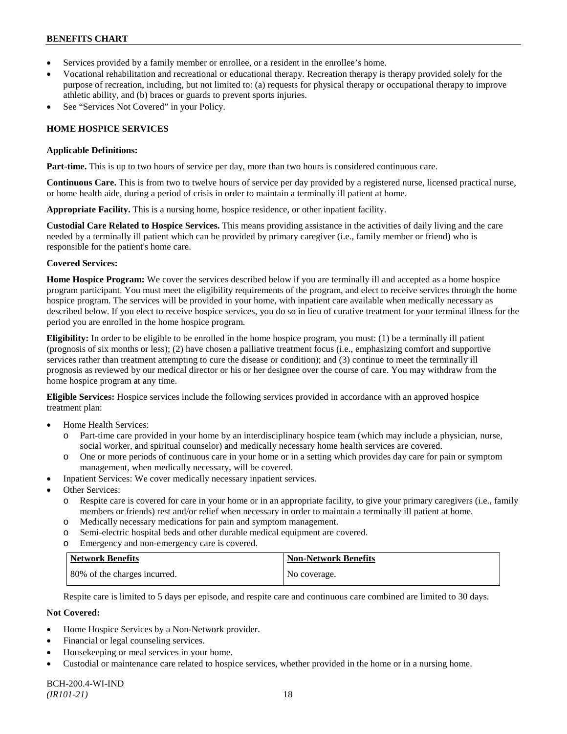- Services provided by a family member or enrollee, or a resident in the enrollee's home.
- Vocational rehabilitation and recreational or educational therapy. Recreation therapy is therapy provided solely for the purpose of recreation, including, but not limited to: (a) requests for physical therapy or occupational therapy to improve athletic ability, and (b) braces or guards to prevent sports injuries.
- See "Services Not Covered" in your Policy.

## HOME HOSPICE SERVICES

**Applicable Definitions:**

**Part-time.** This is up to two hours of service per day, more than two hours is considered continuous care.

**Continuous Care.** This is from two to twelve hours of service per day provided by a registered nurse, licensed practical nurse, or home health aide, during a period of crisis in order to maintain a terminally ill patient at home.

**Appropriate Facility.** This is a nursing home, hospice residence, or other inpatient facility.

**Custodial Care Related to Hospice Services.** This means providing assistance in the activities of daily living and the care needed by a terminally ill patient which can be provided by primary caregiver (i.e., family member or friend) who is responsible for the patient's home care.

**Covered Services:**

**Home Hospice Program:** We cover the services described below if you are terminally ill and accepted as a home hospice program participant. You must meet the eligibility requirements of the program, and elect to receive services through the home hospice program. The services will be provided in your home, with inpatient care available when medically necessary as described below. If you elect to receive hospice services, you do so in lieu of curative treatment for your terminal illness for the period you are enrolled in the home hospice program.

**Eligibility:** In order to be eligible to be enrolled in the home hospice program, you must: (1) be a terminally ill patient (prognosis of six months or less); (2) have chosen a palliative treatment focus (i.e., emphasizing comfort and supportive services rather than treatment attempting to cure the disease or condition); and (3) continue to meet the terminally ill prognosis as reviewed by our medical director or his or her designee over the course of care. You may withdraw from the home hospice program at any time.

**Eligible Services:** Hospice services include the following services provided in accordance with an approved hospice treatment plan:

- Home Health Services:
  - Part-time care provided in your home by an interdisciplinary hospice team (which may include a physician, nurse, social worker, and spiritual counselor) and medically necessary home health services are covered.
  - One or more periods of continuous care in your home or in a setting which provides day care for pain or symptom management, when medically necessary, will be covered.
- Inpatient Services: We cover medically necessary inpatient services.
- Other Services:
  - Respite care is covered for care in your home or in an appropriate facility, to give your primary caregivers (i.e., family members or friends) rest and/or relief when necessary in order to maintain a terminally ill patient at home.
  - Medically necessary medications for pain and symptom management.
  - Semi-electric hospital beds and other durable medical equipment are covered.
  - Emergency and non-emergency care is covered.

| Network Benefits | Non-Network Benefits |
|---|---|
| 80% of the charges incurred. | No coverage. |

Respite care is limited to 5 days per episode, and respite care and continuous care combined are limited to 30 days.

**Not Covered:**

- Home Hospice Services by a Non-Network provider.
- Financial or legal counseling services.
- Housekeeping or meal services in your home.
- Custodial or maintenance care related to hospice services, whether provided in the home or in a nursing home.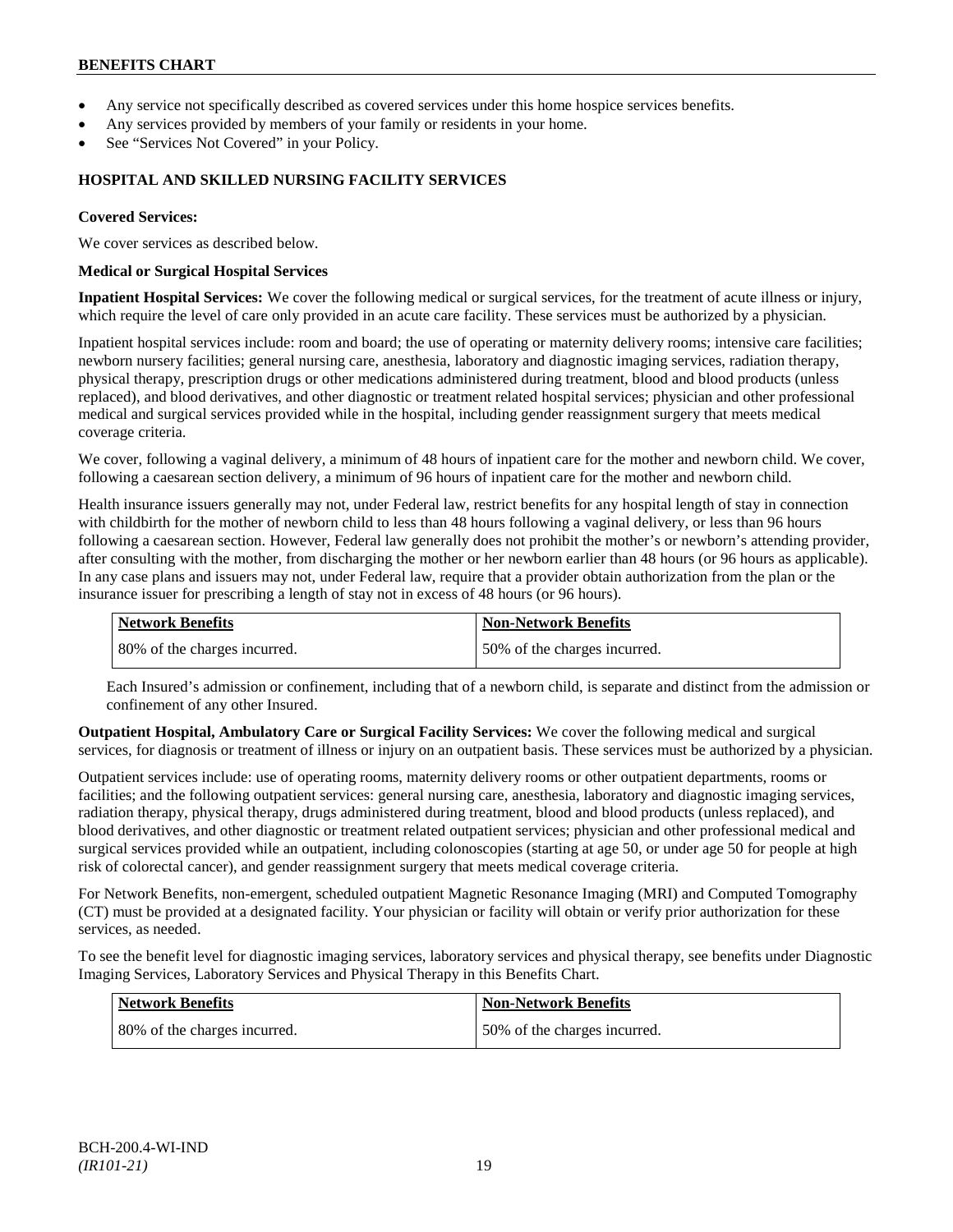- Any service not specifically described as covered services under this home hospice services benefits.
- Any services provided by members of your family or residents in your home.
- See "Services Not Covered" in your Policy.

## HOSPITAL AND SKILLED NURSING FACILITY SERVICES

**Covered Services:**

We cover services as described below.

**Medical or Surgical Hospital Services**

**Inpatient Hospital Services:** We cover the following medical or surgical services, for the treatment of acute illness or injury, which require the level of care only provided in an acute care facility. These services must be authorized by a physician.

Inpatient hospital services include: room and board; the use of operating or maternity delivery rooms; intensive care facilities; newborn nursery facilities; general nursing care, anesthesia, laboratory and diagnostic imaging services, radiation therapy, physical therapy, prescription drugs or other medications administered during treatment, blood and blood products (unless replaced), and blood derivatives, and other diagnostic or treatment related hospital services; physician and other professional medical and surgical services provided while in the hospital, including gender reassignment surgery that meets medical coverage criteria.

We cover, following a vaginal delivery, a minimum of 48 hours of inpatient care for the mother and newborn child. We cover, following a caesarean section delivery, a minimum of 96 hours of inpatient care for the mother and newborn child.

Health insurance issuers generally may not, under Federal law, restrict benefits for any hospital length of stay in connection with childbirth for the mother of newborn child to less than 48 hours following a vaginal delivery, or less than 96 hours following a caesarean section. However, Federal law generally does not prohibit the mother's or newborn's attending provider, after consulting with the mother, from discharging the mother or her newborn earlier than 48 hours (or 96 hours as applicable). In any case plans and issuers may not, under Federal law, require that a provider obtain authorization from the plan or the insurance issuer for prescribing a length of stay not in excess of 48 hours (or 96 hours).

| Network Benefits | Non-Network Benefits |
|---|---|
| 80% of the charges incurred. | 50% of the charges incurred. |

Each Insured's admission or confinement, including that of a newborn child, is separate and distinct from the admission or confinement of any other Insured.

**Outpatient Hospital, Ambulatory Care or Surgical Facility Services:** We cover the following medical and surgical services, for diagnosis or treatment of illness or injury on an outpatient basis. These services must be authorized by a physician.

Outpatient services include: use of operating rooms, maternity delivery rooms or other outpatient departments, rooms or facilities; and the following outpatient services: general nursing care, anesthesia, laboratory and diagnostic imaging services, radiation therapy, physical therapy, drugs administered during treatment, blood and blood products (unless replaced), and blood derivatives, and other diagnostic or treatment related outpatient services; physician and other professional medical and surgical services provided while an outpatient, including colonoscopies (starting at age 50, or under age 50 for people at high risk of colorectal cancer), and gender reassignment surgery that meets medical coverage criteria.

For Network Benefits, non-emergent, scheduled outpatient Magnetic Resonance Imaging (MRI) and Computed Tomography (CT) must be provided at a designated facility. Your physician or facility will obtain or verify prior authorization for these services, as needed.

To see the benefit level for diagnostic imaging services, laboratory services and physical therapy, see benefits under Diagnostic Imaging Services, Laboratory Services and Physical Therapy in this Benefits Chart.

| Network Benefits | Non-Network Benefits |
|---|---|
| 80% of the charges incurred. | 50% of the charges incurred. |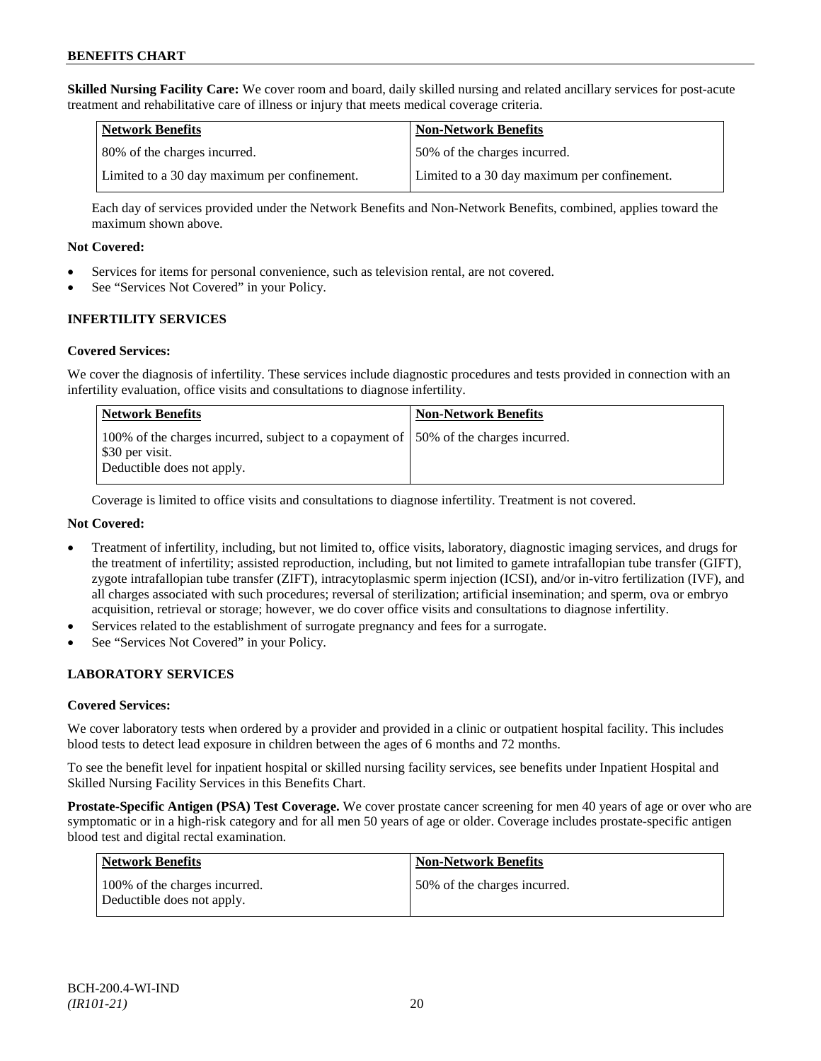**Skilled Nursing Facility Care:** We cover room and board, daily skilled nursing and related ancillary services for post-acute treatment and rehabilitative care of illness or injury that meets medical coverage criteria.

| Network Benefits | Non-Network Benefits |
|---|---|
| 80% of the charges incurred. | 50% of the charges incurred. |
| Limited to a 30 day maximum per confinement. | Limited to a 30 day maximum per confinement. |

Each day of services provided under the Network Benefits and Non-Network Benefits, combined, applies toward the maximum shown above.

**Not Covered:**

- Services for items for personal convenience, such as television rental, are not covered.
- See "Services Not Covered" in your Policy.

## INFERTILITY SERVICES

**Covered Services:**

We cover the diagnosis of infertility. These services include diagnostic procedures and tests provided in connection with an infertility evaluation, office visits and consultations to diagnose infertility.

| Network Benefits | Non-Network Benefits |
|---|---|
| 100% of the charges incurred, subject to a copayment of $30 per visit. Deductible does not apply. | 50% of the charges incurred. |

Coverage is limited to office visits and consultations to diagnose infertility. Treatment is not covered.

**Not Covered:**

- Treatment of infertility, including, but not limited to, office visits, laboratory, diagnostic imaging services, and drugs for the treatment of infertility; assisted reproduction, including, but not limited to gamete intrafallopian tube transfer (GIFT), zygote intrafallopian tube transfer (ZIFT), intracytoplasmic sperm injection (ICSI), and/or in-vitro fertilization (IVF), and all charges associated with such procedures; reversal of sterilization; artificial insemination; and sperm, ova or embryo acquisition, retrieval or storage; however, we do cover office visits and consultations to diagnose infertility.
- Services related to the establishment of surrogate pregnancy and fees for a surrogate.
- See "Services Not Covered" in your Policy.

## LABORATORY SERVICES

**Covered Services:**

We cover laboratory tests when ordered by a provider and provided in a clinic or outpatient hospital facility. This includes blood tests to detect lead exposure in children between the ages of 6 months and 72 months.

To see the benefit level for inpatient hospital or skilled nursing facility services, see benefits under Inpatient Hospital and Skilled Nursing Facility Services in this Benefits Chart.

**Prostate-Specific Antigen (PSA) Test Coverage.** We cover prostate cancer screening for men 40 years of age or over who are symptomatic or in a high-risk category and for all men 50 years of age or older. Coverage includes prostate-specific antigen blood test and digital rectal examination.

| Network Benefits | Non-Network Benefits |
|---|---|
| 100% of the charges incurred. Deductible does not apply. | 50% of the charges incurred. |

BCH-200.4-WI-IND
*(IR101-21)*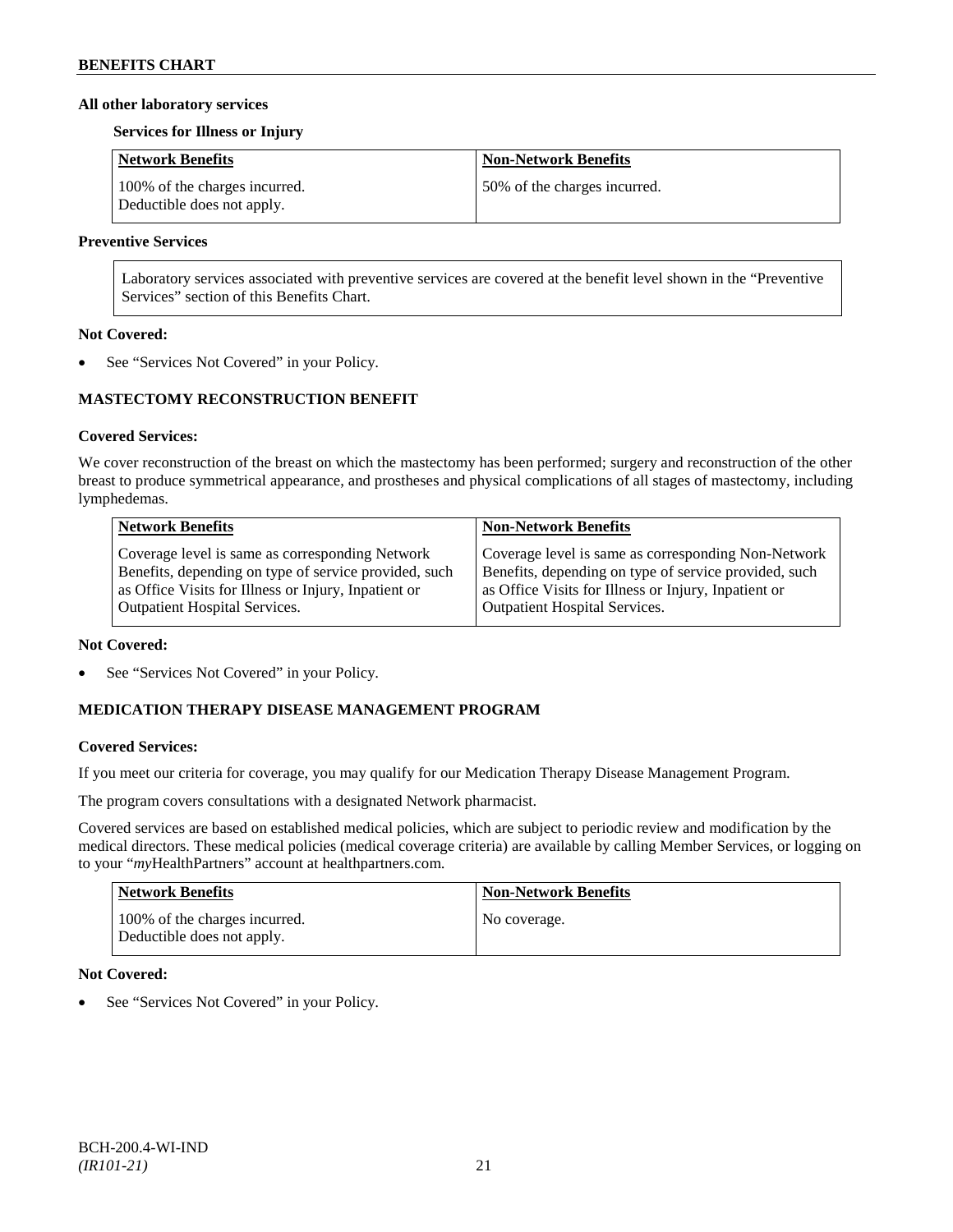### All other laboratory services

#### Services for Illness or Injury

| Network Benefits | Non-Network Benefits |
|---|---|
| 100% of the charges incurred. Deductible does not apply. | 50% of the charges incurred. |

#### Preventive Services

| |
|---|
| Laboratory services associated with preventive services are covered at the benefit level shown in the "Preventive Services" section of this Benefits Chart. |

**Not Covered:**

- See "Services Not Covered" in your Policy.

## MASTECTOMY RECONSTRUCTION BENEFIT

**Covered Services:**

We cover reconstruction of the breast on which the mastectomy has been performed; surgery and reconstruction of the other breast to produce symmetrical appearance, and prostheses and physical complications of all stages of mastectomy, including lymphedemas.

| Network Benefits | Non-Network Benefits |
|---|---|
| Coverage level is same as corresponding Network Benefits, depending on type of service provided, such as Office Visits for Illness or Injury, Inpatient or Outpatient Hospital Services. | Coverage level is same as corresponding Non-Network Benefits, depending on type of service provided, such as Office Visits for Illness or Injury, Inpatient or Outpatient Hospital Services. |

**Not Covered:**

- See "Services Not Covered" in your Policy.

## MEDICATION THERAPY DISEASE MANAGEMENT PROGRAM

**Covered Services:**

If you meet our criteria for coverage, you may qualify for our Medication Therapy Disease Management Program.

The program covers consultations with a designated Network pharmacist.

Covered services are based on established medical policies, which are subject to periodic review and modification by the medical directors. These medical policies (medical coverage criteria) are available by calling Member Services, or logging on to your "*my*HealthPartners" account at healthpartners.com.

| Network Benefits | Non-Network Benefits |
|---|---|
| 100% of the charges incurred. Deductible does not apply. | No coverage. |

**Not Covered:**

- See "Services Not Covered" in your Policy.

BCH-200.4-WI-IND
*(IR101-21)*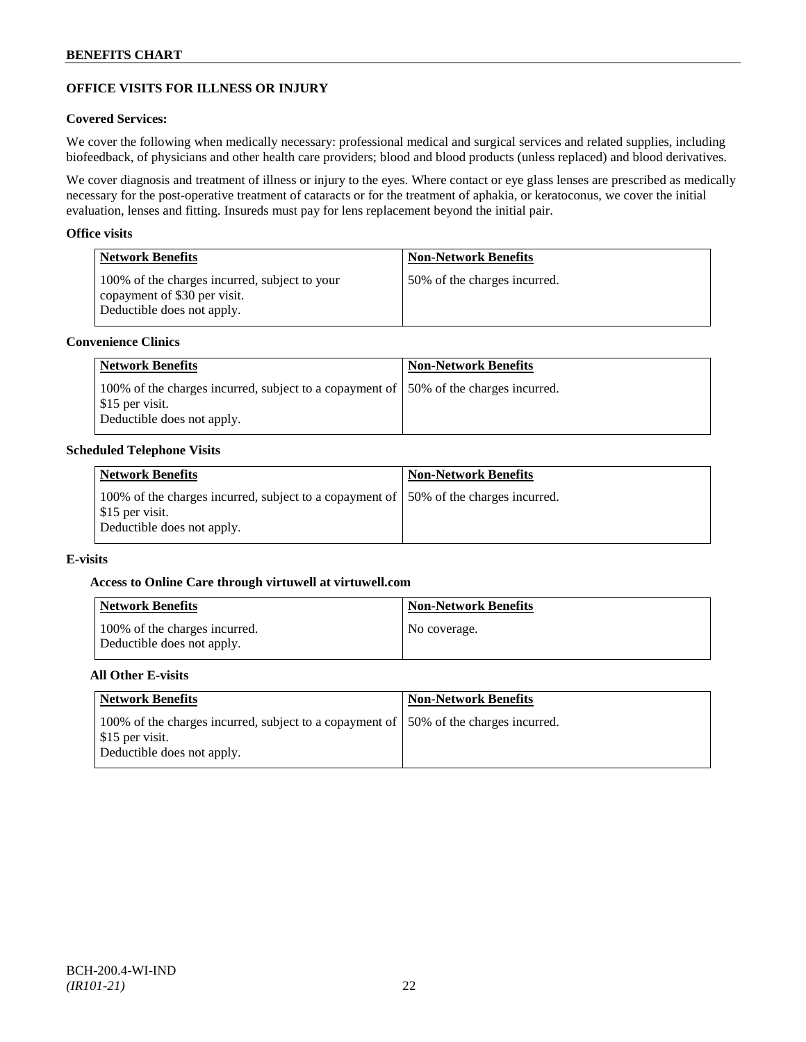## OFFICE VISITS FOR ILLNESS OR INJURY

### Covered Services:

We cover the following when medically necessary: professional medical and surgical services and related supplies, including biofeedback, of physicians and other health care providers; blood and blood products (unless replaced) and blood derivatives.

We cover diagnosis and treatment of illness or injury to the eyes. Where contact or eye glass lenses are prescribed as medically necessary for the post-operative treatment of cataracts or for the treatment of aphakia, or keratoconus, we cover the initial evaluation, lenses and fitting. Insureds must pay for lens replacement beyond the initial pair.

### Office visits

| Network Benefits | Non-Network Benefits |
|---|---|
| 100% of the charges incurred, subject to your copayment of $30 per visit. Deductible does not apply. | 50% of the charges incurred. |

### Convenience Clinics

| Network Benefits | Non-Network Benefits |
|---|---|
| 100% of the charges incurred, subject to a copayment of $15 per visit. Deductible does not apply. | 50% of the charges incurred. |

### Scheduled Telephone Visits

| Network Benefits | Non-Network Benefits |
|---|---|
| 100% of the charges incurred, subject to a copayment of $15 per visit. Deductible does not apply. | 50% of the charges incurred. |

### E-visits

#### Access to Online Care through virtuwell at virtuwell.com

| Network Benefits | Non-Network Benefits |
|---|---|
| 100% of the charges incurred. Deductible does not apply. | No coverage. |

#### All Other E-visits

| Network Benefits | Non-Network Benefits |
|---|---|
| 100% of the charges incurred, subject to a copayment of $15 per visit. Deductible does not apply. | 50% of the charges incurred. |

BCH-200.4-WI-IND
*(IR101-21)*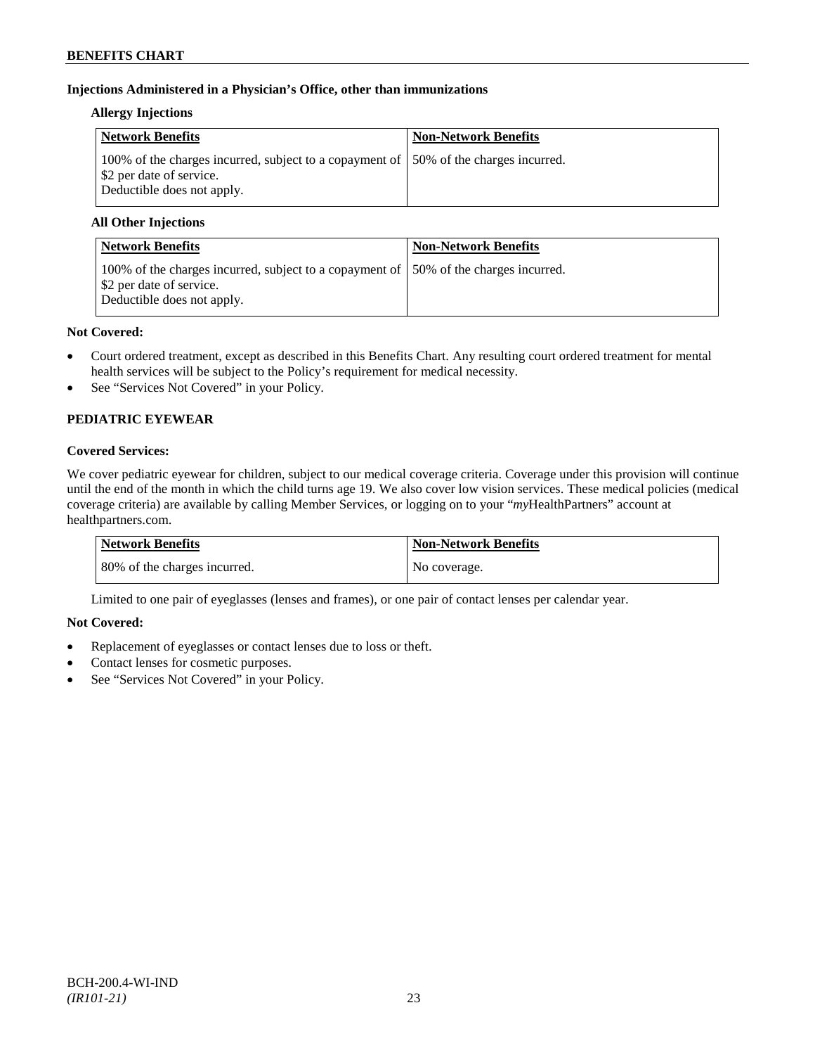### Injections Administered in a Physician's Office, other than immunizations

**Allergy Injections**

| Network Benefits | Non-Network Benefits |
|---|---|
| 100% of the charges incurred, subject to a copayment of $2 per date of service. Deductible does not apply. | 50% of the charges incurred. |

**All Other Injections**

| Network Benefits | Non-Network Benefits |
|---|---|
| 100% of the charges incurred, subject to a copayment of $2 per date of service. Deductible does not apply. | 50% of the charges incurred. |

**Not Covered:**

- Court ordered treatment, except as described in this Benefits Chart. Any resulting court ordered treatment for mental health services will be subject to the Policy's requirement for medical necessity.
- See "Services Not Covered" in your Policy.

## PEDIATRIC EYEWEAR

**Covered Services:**

We cover pediatric eyewear for children, subject to our medical coverage criteria. Coverage under this provision will continue until the end of the month in which the child turns age 19. We also cover low vision services. These medical policies (medical coverage criteria) are available by calling Member Services, or logging on to your "*my*HealthPartners" account at healthpartners.com.

| Network Benefits | Non-Network Benefits |
|---|---|
| 80% of the charges incurred. | No coverage. |

Limited to one pair of eyeglasses (lenses and frames), or one pair of contact lenses per calendar year.

**Not Covered:**

- Replacement of eyeglasses or contact lenses due to loss or theft.
- Contact lenses for cosmetic purposes.
- See "Services Not Covered" in your Policy.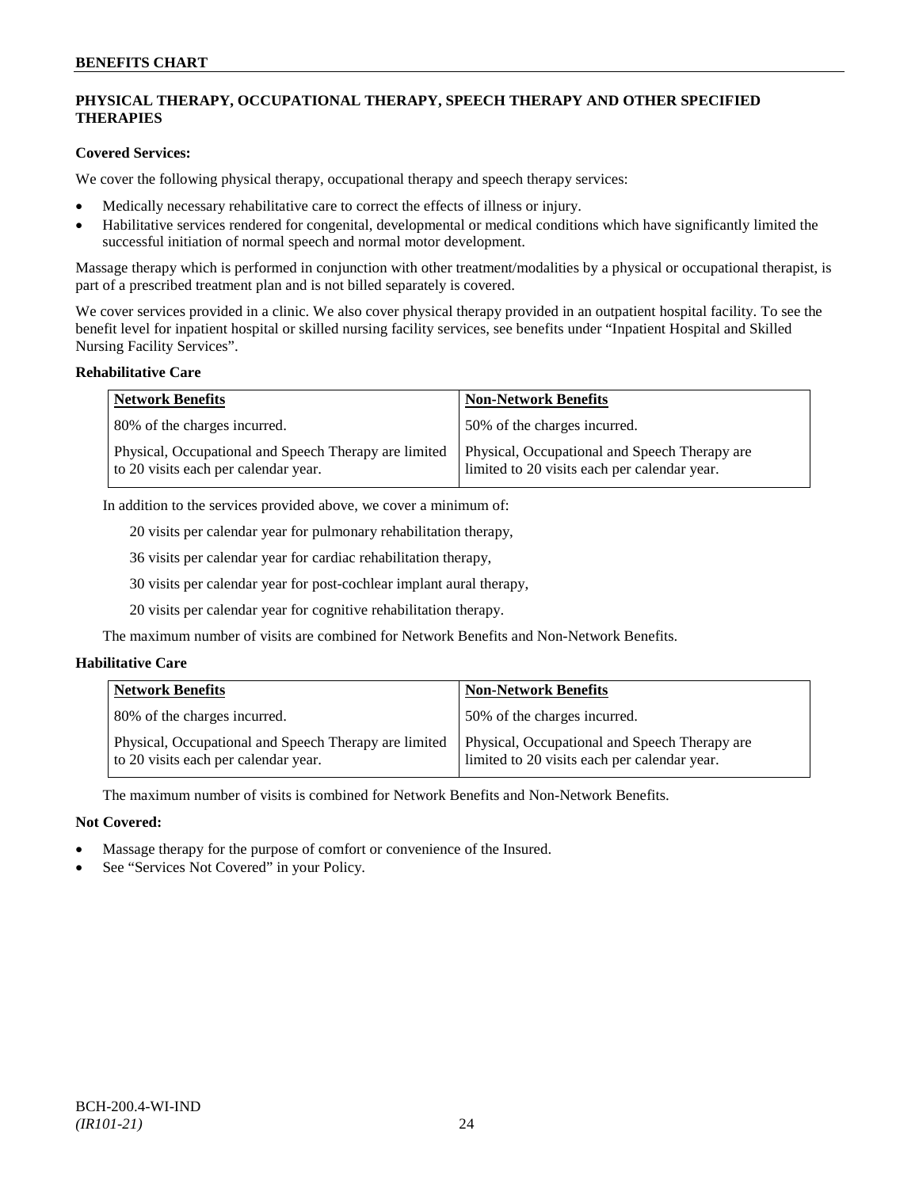## PHYSICAL THERAPY, OCCUPATIONAL THERAPY, SPEECH THERAPY AND OTHER SPECIFIED THERAPIES

**Covered Services:**

We cover the following physical therapy, occupational therapy and speech therapy services:

- Medically necessary rehabilitative care to correct the effects of illness or injury.
- Habilitative services rendered for congenital, developmental or medical conditions which have significantly limited the successful initiation of normal speech and normal motor development.

Massage therapy which is performed in conjunction with other treatment/modalities by a physical or occupational therapist, is part of a prescribed treatment plan and is not billed separately is covered.

We cover services provided in a clinic. We also cover physical therapy provided in an outpatient hospital facility. To see the benefit level for inpatient hospital or skilled nursing facility services, see benefits under "Inpatient Hospital and Skilled Nursing Facility Services".

**Rehabilitative Care**

| Network Benefits | Non-Network Benefits |
| --- | --- |
| 80% of the charges incurred. | 50% of the charges incurred. |
| Physical, Occupational and Speech Therapy are limited to 20 visits each per calendar year. | Physical, Occupational and Speech Therapy are limited to 20 visits each per calendar year. |

In addition to the services provided above, we cover a minimum of:

20 visits per calendar year for pulmonary rehabilitation therapy,

36 visits per calendar year for cardiac rehabilitation therapy,

30 visits per calendar year for post-cochlear implant aural therapy,

20 visits per calendar year for cognitive rehabilitation therapy.

The maximum number of visits are combined for Network Benefits and Non-Network Benefits.

**Habilitative Care**

| Network Benefits | Non-Network Benefits |
| --- | --- |
| 80% of the charges incurred. | 50% of the charges incurred. |
| Physical, Occupational and Speech Therapy are limited to 20 visits each per calendar year. | Physical, Occupational and Speech Therapy are limited to 20 visits each per calendar year. |

The maximum number of visits is combined for Network Benefits and Non-Network Benefits.

**Not Covered:**

- Massage therapy for the purpose of comfort or convenience of the Insured.
- See "Services Not Covered" in your Policy.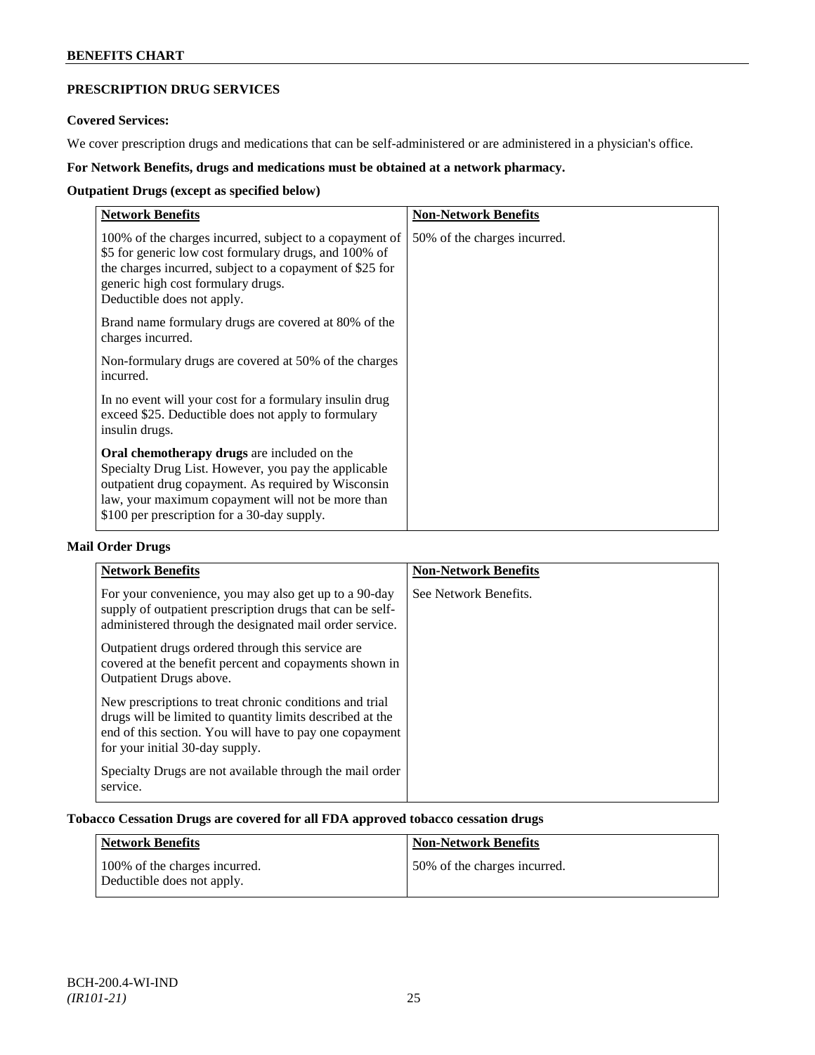## PRESCRIPTION DRUG SERVICES

**Covered Services:**

We cover prescription drugs and medications that can be self-administered or are administered in a physician's office.

**For Network Benefits, drugs and medications must be obtained at a network pharmacy.**

**Outpatient Drugs (except as specified below)**

| Network Benefits | Non-Network Benefits |
|---|---|
| 100% of the charges incurred, subject to a copayment of $5 for generic low cost formulary drugs, and 100% of the charges incurred, subject to a copayment of $25 for generic high cost formulary drugs.<br>Deductible does not apply.<br><br>Brand name formulary drugs are covered at 80% of the charges incurred.<br><br>Non-formulary drugs are covered at 50% of the charges incurred.<br><br>In no event will your cost for a formulary insulin drug exceed $25. Deductible does not apply to formulary insulin drugs.<br><br>**Oral chemotherapy drugs** are included on the Specialty Drug List. However, you pay the applicable outpatient drug copayment. As required by Wisconsin law, your maximum copayment will not be more than $100 per prescription for a 30-day supply. | 50% of the charges incurred. |

**Mail Order Drugs**

| Network Benefits | Non-Network Benefits |
|---|---|
| For your convenience, you may also get up to a 90-day supply of outpatient prescription drugs that can be self-administered through the designated mail order service.<br><br>Outpatient drugs ordered through this service are covered at the benefit percent and copayments shown in Outpatient Drugs above.<br><br>New prescriptions to treat chronic conditions and trial drugs will be limited to quantity limits described at the end of this section. You will have to pay one copayment for your initial 30-day supply.<br><br>Specialty Drugs are not available through the mail order service. | See Network Benefits. |

**Tobacco Cessation Drugs are covered for all FDA approved tobacco cessation drugs**

| Network Benefits | Non-Network Benefits |
|---|---|
| 100% of the charges incurred.<br>Deductible does not apply. | 50% of the charges incurred. |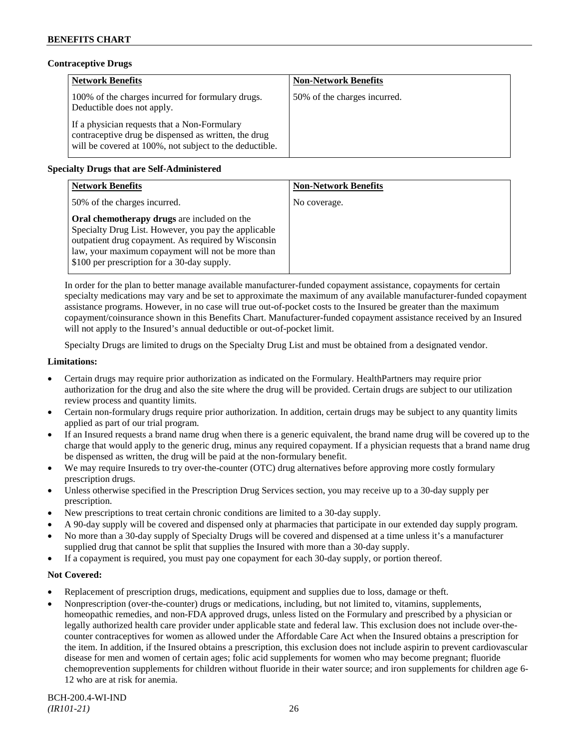### Contraceptive Drugs

| Network Benefits | Non-Network Benefits |
|---|---|
| 100% of the charges incurred for formulary drugs. Deductible does not apply.<br><br>If a physician requests that a Non-Formulary contraceptive drug be dispensed as written, the drug will be covered at 100%, not subject to the deductible. | 50% of the charges incurred. |

### Specialty Drugs that are Self-Administered

| Network Benefits | Non-Network Benefits |
|---|---|
| 50% of the charges incurred.<br><br>**Oral chemotherapy drugs** are included on the Specialty Drug List. However, you pay the applicable outpatient drug copayment. As required by Wisconsin law, your maximum copayment will not be more than $100 per prescription for a 30-day supply. | No coverage. |

In order for the plan to better manage available manufacturer-funded copayment assistance, copayments for certain specialty medications may vary and be set to approximate the maximum of any available manufacturer-funded copayment assistance programs. However, in no case will true out-of-pocket costs to the Insured be greater than the maximum copayment/coinsurance shown in this Benefits Chart. Manufacturer-funded copayment assistance received by an Insured will not apply to the Insured's annual deductible or out-of-pocket limit.

Specialty Drugs are limited to drugs on the Specialty Drug List and must be obtained from a designated vendor.

### Limitations:

- Certain drugs may require prior authorization as indicated on the Formulary. HealthPartners may require prior authorization for the drug and also the site where the drug will be provided. Certain drugs are subject to our utilization review process and quantity limits.
- Certain non-formulary drugs require prior authorization. In addition, certain drugs may be subject to any quantity limits applied as part of our trial program.
- If an Insured requests a brand name drug when there is a generic equivalent, the brand name drug will be covered up to the charge that would apply to the generic drug, minus any required copayment. If a physician requests that a brand name drug be dispensed as written, the drug will be paid at the non-formulary benefit.
- We may require Insureds to try over-the-counter (OTC) drug alternatives before approving more costly formulary prescription drugs.
- Unless otherwise specified in the Prescription Drug Services section, you may receive up to a 30-day supply per prescription.
- New prescriptions to treat certain chronic conditions are limited to a 30-day supply.
- A 90-day supply will be covered and dispensed only at pharmacies that participate in our extended day supply program.
- No more than a 30-day supply of Specialty Drugs will be covered and dispensed at a time unless it's a manufacturer supplied drug that cannot be split that supplies the Insured with more than a 30-day supply.
- If a copayment is required, you must pay one copayment for each 30-day supply, or portion thereof.

### Not Covered:

- Replacement of prescription drugs, medications, equipment and supplies due to loss, damage or theft.
- Nonprescription (over-the-counter) drugs or medications, including, but not limited to, vitamins, supplements, homeopathic remedies, and non-FDA approved drugs, unless listed on the Formulary and prescribed by a physician or legally authorized health care provider under applicable state and federal law. This exclusion does not include over-the-counter contraceptives for women as allowed under the Affordable Care Act when the Insured obtains a prescription for the item. In addition, if the Insured obtains a prescription, this exclusion does not include aspirin to prevent cardiovascular disease for men and women of certain ages; folic acid supplements for women who may become pregnant; fluoride chemoprevention supplements for children without fluoride in their water source; and iron supplements for children age 6-12 who are at risk for anemia.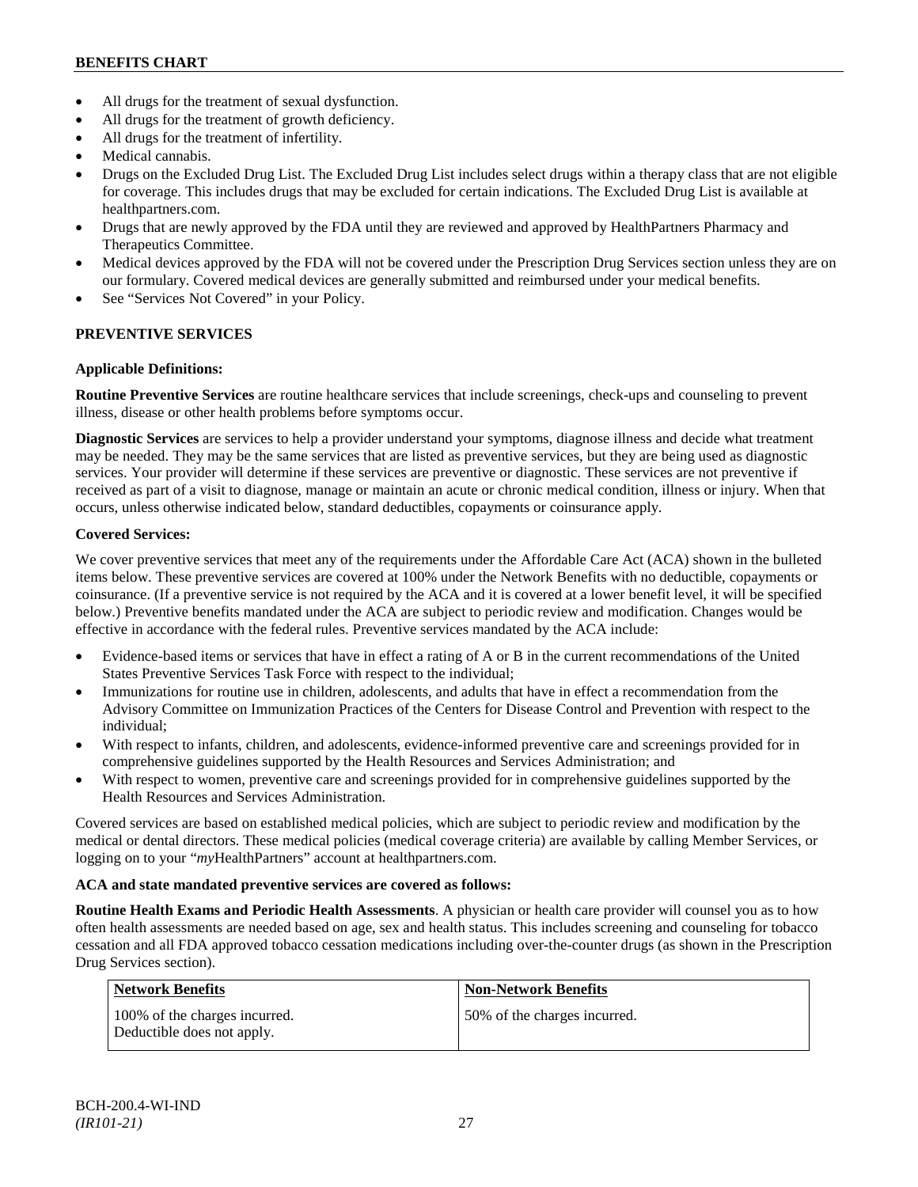- All drugs for the treatment of sexual dysfunction.
- All drugs for the treatment of growth deficiency.
- All drugs for the treatment of infertility.
- Medical cannabis.
- Drugs on the Excluded Drug List. The Excluded Drug List includes select drugs within a therapy class that are not eligible for coverage. This includes drugs that may be excluded for certain indications. The Excluded Drug List is available at healthpartners.com.
- Drugs that are newly approved by the FDA until they are reviewed and approved by HealthPartners Pharmacy and Therapeutics Committee.
- Medical devices approved by the FDA will not be covered under the Prescription Drug Services section unless they are on our formulary. Covered medical devices are generally submitted and reimbursed under your medical benefits.
- See "Services Not Covered" in your Policy.

## PREVENTIVE SERVICES

**Applicable Definitions:**

**Routine Preventive Services** are routine healthcare services that include screenings, check-ups and counseling to prevent illness, disease or other health problems before symptoms occur.

**Diagnostic Services** are services to help a provider understand your symptoms, diagnose illness and decide what treatment may be needed. They may be the same services that are listed as preventive services, but they are being used as diagnostic services. Your provider will determine if these services are preventive or diagnostic. These services are not preventive if received as part of a visit to diagnose, manage or maintain an acute or chronic medical condition, illness or injury. When that occurs, unless otherwise indicated below, standard deductibles, copayments or coinsurance apply.

**Covered Services:**

We cover preventive services that meet any of the requirements under the Affordable Care Act (ACA) shown in the bulleted items below. These preventive services are covered at 100% under the Network Benefits with no deductible, copayments or coinsurance. (If a preventive service is not required by the ACA and it is covered at a lower benefit level, it will be specified below.) Preventive benefits mandated under the ACA are subject to periodic review and modification. Changes would be effective in accordance with the federal rules. Preventive services mandated by the ACA include:

- Evidence-based items or services that have in effect a rating of A or B in the current recommendations of the United States Preventive Services Task Force with respect to the individual;
- Immunizations for routine use in children, adolescents, and adults that have in effect a recommendation from the Advisory Committee on Immunization Practices of the Centers for Disease Control and Prevention with respect to the individual;
- With respect to infants, children, and adolescents, evidence-informed preventive care and screenings provided for in comprehensive guidelines supported by the Health Resources and Services Administration; and
- With respect to women, preventive care and screenings provided for in comprehensive guidelines supported by the Health Resources and Services Administration.

Covered services are based on established medical policies, which are subject to periodic review and modification by the medical or dental directors. These medical policies (medical coverage criteria) are available by calling Member Services, or logging on to your "*my*HealthPartners" account at healthpartners.com.

**ACA and state mandated preventive services are covered as follows:**

**Routine Health Exams and Periodic Health Assessments**. A physician or health care provider will counsel you as to how often health assessments are needed based on age, sex and health status. This includes screening and counseling for tobacco cessation and all FDA approved tobacco cessation medications including over-the-counter drugs (as shown in the Prescription Drug Services section).

| Network Benefits | Non-Network Benefits |
|---|---|
| 100% of the charges incurred. Deductible does not apply. | 50% of the charges incurred. |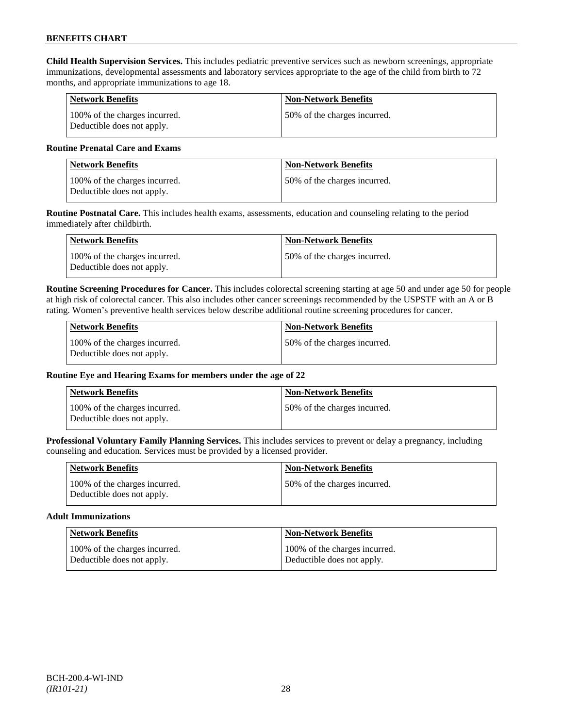**Child Health Supervision Services.** This includes pediatric preventive services such as newborn screenings, appropriate immunizations, developmental assessments and laboratory services appropriate to the age of the child from birth to 72 months, and appropriate immunizations to age 18.

| Network Benefits | Non-Network Benefits |
|---|---|
| 100% of the charges incurred. Deductible does not apply. | 50% of the charges incurred. |

**Routine Prenatal Care and Exams**

| Network Benefits | Non-Network Benefits |
|---|---|
| 100% of the charges incurred. Deductible does not apply. | 50% of the charges incurred. |

**Routine Postnatal Care.** This includes health exams, assessments, education and counseling relating to the period immediately after childbirth.

| Network Benefits | Non-Network Benefits |
|---|---|
| 100% of the charges incurred. Deductible does not apply. | 50% of the charges incurred. |

**Routine Screening Procedures for Cancer.** This includes colorectal screening starting at age 50 and under age 50 for people at high risk of colorectal cancer. This also includes other cancer screenings recommended by the USPSTF with an A or B rating. Women's preventive health services below describe additional routine screening procedures for cancer.

| Network Benefits | Non-Network Benefits |
|---|---|
| 100% of the charges incurred. Deductible does not apply. | 50% of the charges incurred. |

**Routine Eye and Hearing Exams for members under the age of 22**

| Network Benefits | Non-Network Benefits |
|---|---|
| 100% of the charges incurred. Deductible does not apply. | 50% of the charges incurred. |

**Professional Voluntary Family Planning Services.** This includes services to prevent or delay a pregnancy, including counseling and education. Services must be provided by a licensed provider.

| Network Benefits | Non-Network Benefits |
|---|---|
| 100% of the charges incurred. Deductible does not apply. | 50% of the charges incurred. |

**Adult Immunizations**

| Network Benefits | Non-Network Benefits |
|---|---|
| 100% of the charges incurred. Deductible does not apply. | 100% of the charges incurred. Deductible does not apply. |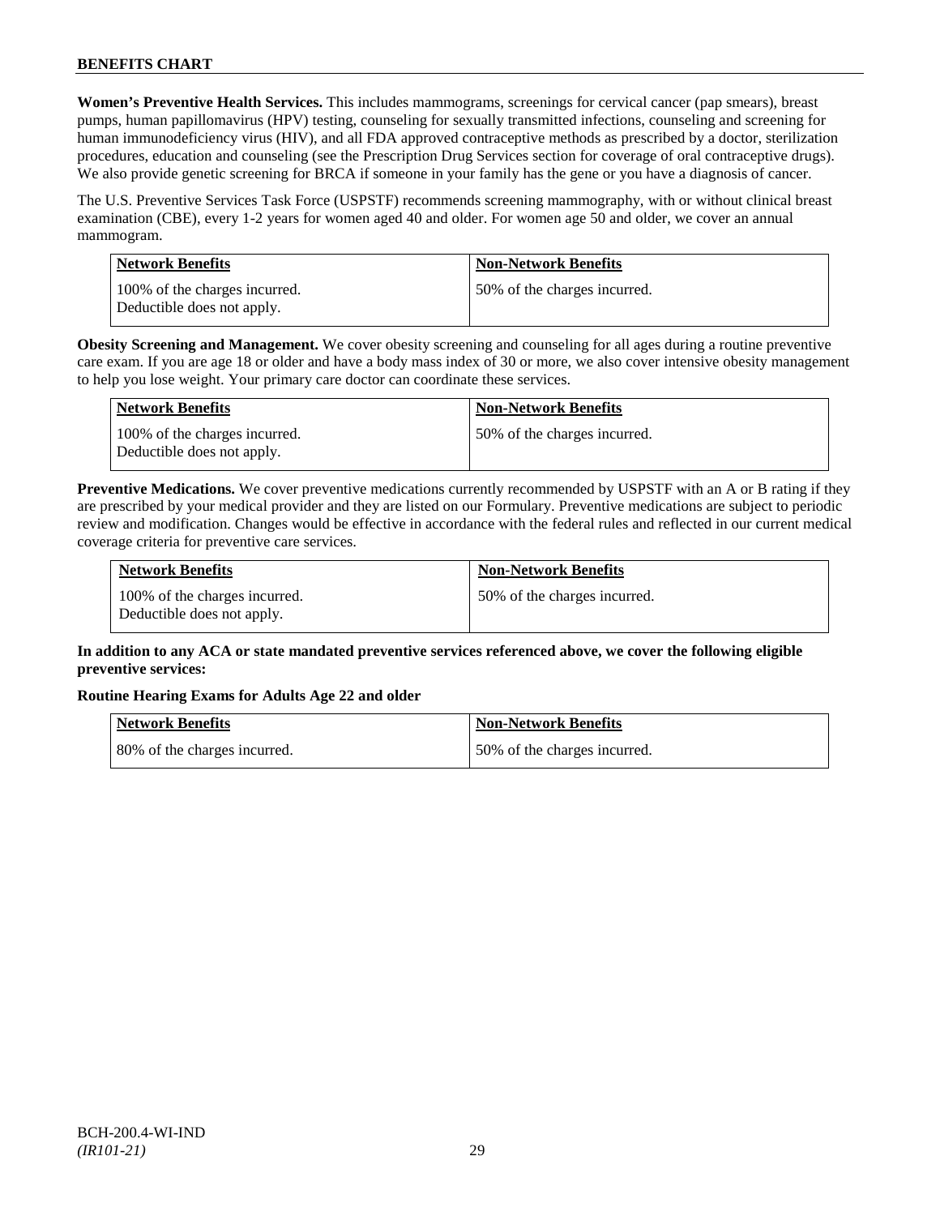**Women's Preventive Health Services.** This includes mammograms, screenings for cervical cancer (pap smears), breast pumps, human papillomavirus (HPV) testing, counseling for sexually transmitted infections, counseling and screening for human immunodeficiency virus (HIV), and all FDA approved contraceptive methods as prescribed by a doctor, sterilization procedures, education and counseling (see the Prescription Drug Services section for coverage of oral contraceptive drugs). We also provide genetic screening for BRCA if someone in your family has the gene or you have a diagnosis of cancer.

The U.S. Preventive Services Task Force (USPSTF) recommends screening mammography, with or without clinical breast examination (CBE), every 1-2 years for women aged 40 and older. For women age 50 and older, we cover an annual mammogram.

| Network Benefits | Non-Network Benefits |
|---|---|
| 100% of the charges incurred. Deductible does not apply. | 50% of the charges incurred. |

**Obesity Screening and Management.** We cover obesity screening and counseling for all ages during a routine preventive care exam. If you are age 18 or older and have a body mass index of 30 or more, we also cover intensive obesity management to help you lose weight. Your primary care doctor can coordinate these services.

| Network Benefits | Non-Network Benefits |
|---|---|
| 100% of the charges incurred. Deductible does not apply. | 50% of the charges incurred. |

**Preventive Medications.** We cover preventive medications currently recommended by USPSTF with an A or B rating if they are prescribed by your medical provider and they are listed on our Formulary. Preventive medications are subject to periodic review and modification. Changes would be effective in accordance with the federal rules and reflected in our current medical coverage criteria for preventive care services.

| Network Benefits | Non-Network Benefits |
|---|---|
| 100% of the charges incurred. Deductible does not apply. | 50% of the charges incurred. |

**In addition to any ACA or state mandated preventive services referenced above, we cover the following eligible preventive services:**

**Routine Hearing Exams for Adults Age 22 and older**

| Network Benefits | Non-Network Benefits |
|---|---|
| 80% of the charges incurred. | 50% of the charges incurred. |

BCH-200.4-WI-IND
*(IR101-21)*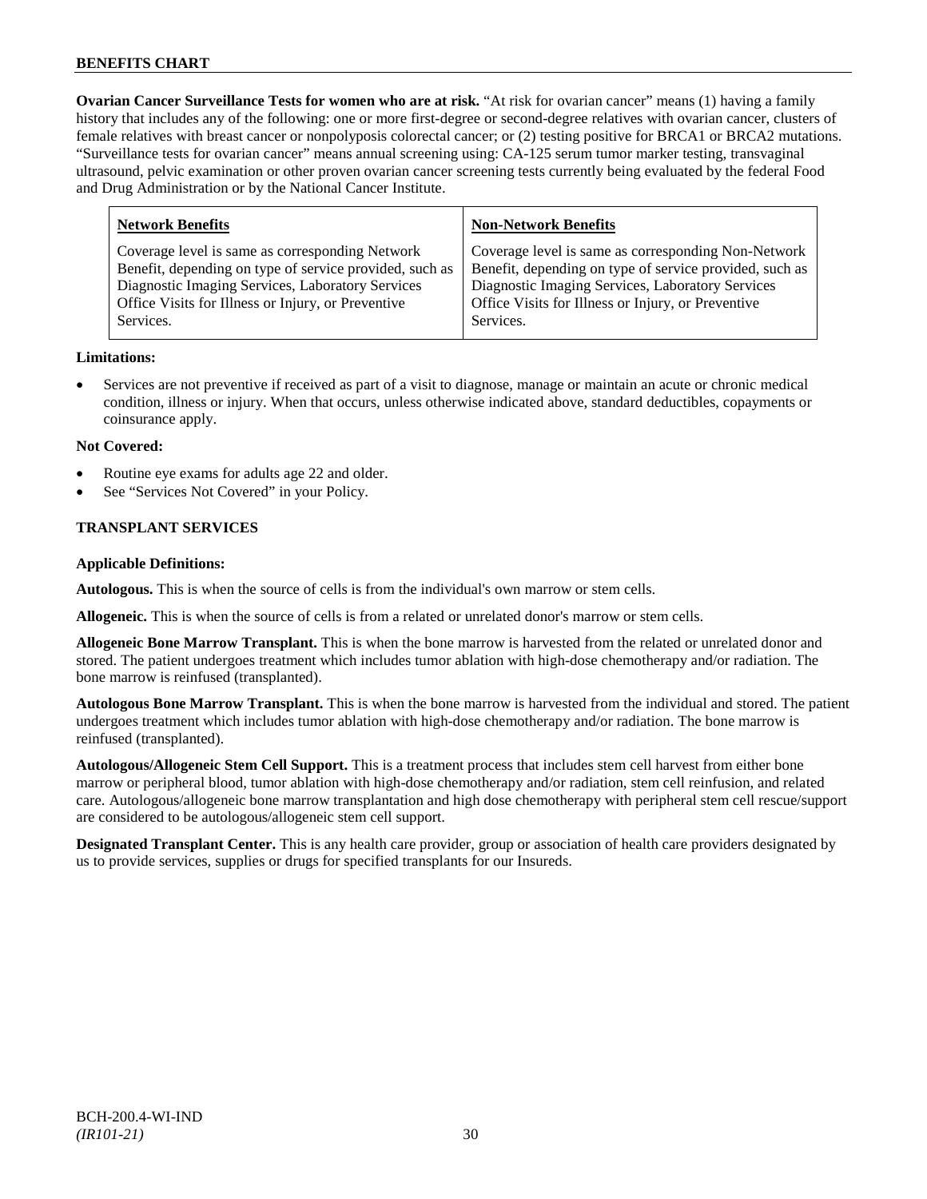**Ovarian Cancer Surveillance Tests for women who are at risk.** "At risk for ovarian cancer" means (1) having a family history that includes any of the following: one or more first-degree or second-degree relatives with ovarian cancer, clusters of female relatives with breast cancer or nonpolyposis colorectal cancer; or (2) testing positive for BRCA1 or BRCA2 mutations. "Surveillance tests for ovarian cancer" means annual screening using: CA-125 serum tumor marker testing, transvaginal ultrasound, pelvic examination or other proven ovarian cancer screening tests currently being evaluated by the federal Food and Drug Administration or by the National Cancer Institute.

| Network Benefits | Non-Network Benefits |
|---|---|
| Coverage level is same as corresponding Network Benefit, depending on type of service provided, such as Diagnostic Imaging Services, Laboratory Services Office Visits for Illness or Injury, or Preventive Services. | Coverage level is same as corresponding Non-Network Benefit, depending on type of service provided, such as Diagnostic Imaging Services, Laboratory Services Office Visits for Illness or Injury, or Preventive Services. |

**Limitations:**

- Services are not preventive if received as part of a visit to diagnose, manage or maintain an acute or chronic medical condition, illness or injury. When that occurs, unless otherwise indicated above, standard deductibles, copayments or coinsurance apply.

**Not Covered:**

- Routine eye exams for adults age 22 and older.
- See "Services Not Covered" in your Policy.

## TRANSPLANT SERVICES

**Applicable Definitions:**

**Autologous.** This is when the source of cells is from the individual's own marrow or stem cells.

**Allogeneic.** This is when the source of cells is from a related or unrelated donor's marrow or stem cells.

**Allogeneic Bone Marrow Transplant.** This is when the bone marrow is harvested from the related or unrelated donor and stored. The patient undergoes treatment which includes tumor ablation with high-dose chemotherapy and/or radiation. The bone marrow is reinfused (transplanted).

**Autologous Bone Marrow Transplant.** This is when the bone marrow is harvested from the individual and stored. The patient undergoes treatment which includes tumor ablation with high-dose chemotherapy and/or radiation. The bone marrow is reinfused (transplanted).

**Autologous/Allogeneic Stem Cell Support.** This is a treatment process that includes stem cell harvest from either bone marrow or peripheral blood, tumor ablation with high-dose chemotherapy and/or radiation, stem cell reinfusion, and related care. Autologous/allogeneic bone marrow transplantation and high dose chemotherapy with peripheral stem cell rescue/support are considered to be autologous/allogeneic stem cell support.

**Designated Transplant Center.** This is any health care provider, group or association of health care providers designated by us to provide services, supplies or drugs for specified transplants for our Insureds.

BCH-200.4-WI-IND
*(IR101-21)*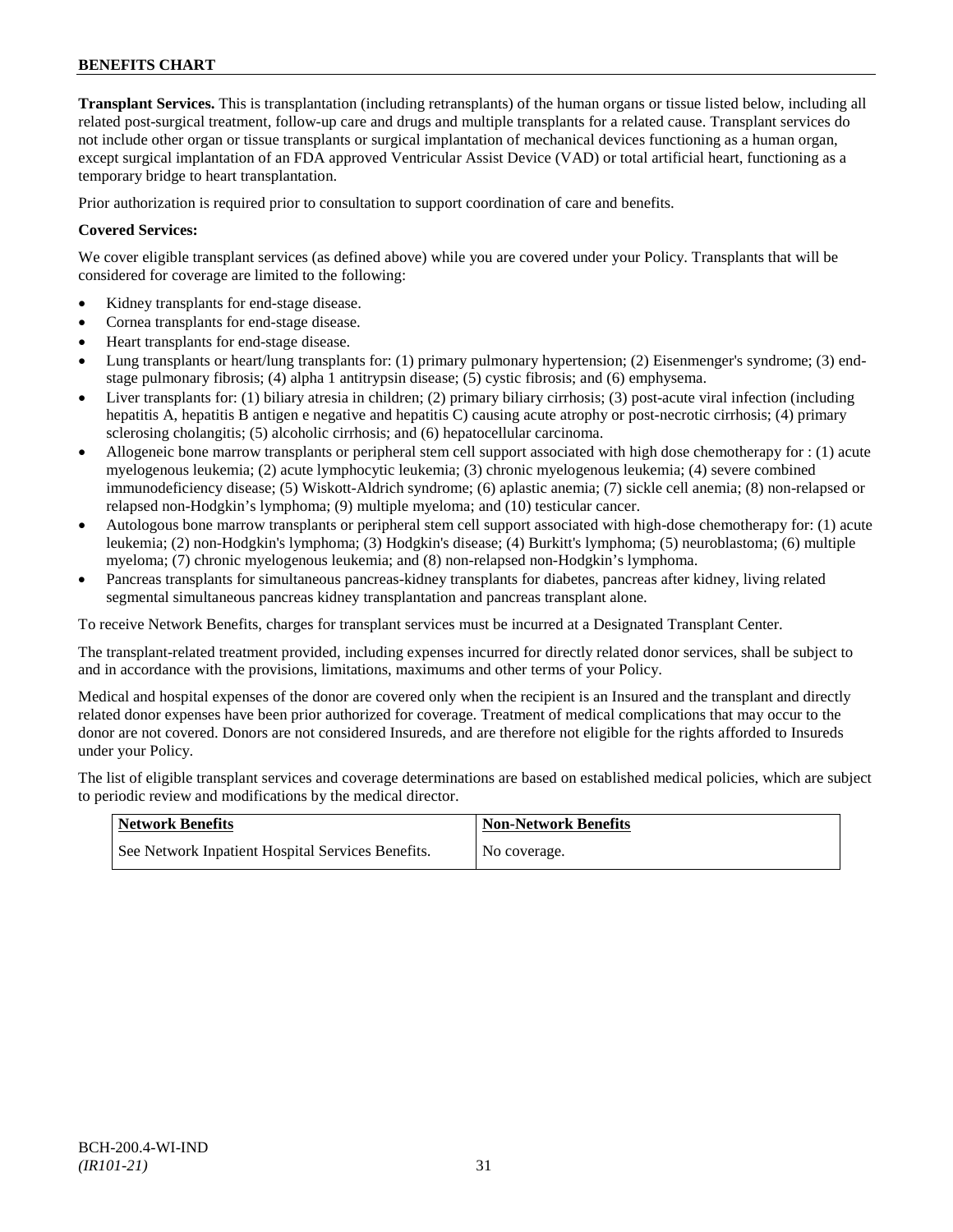**Transplant Services.** This is transplantation (including retransplants) of the human organs or tissue listed below, including all related post-surgical treatment, follow-up care and drugs and multiple transplants for a related cause. Transplant services do not include other organ or tissue transplants or surgical implantation of mechanical devices functioning as a human organ, except surgical implantation of an FDA approved Ventricular Assist Device (VAD) or total artificial heart, functioning as a temporary bridge to heart transplantation.

Prior authorization is required prior to consultation to support coordination of care and benefits.

**Covered Services:**

We cover eligible transplant services (as defined above) while you are covered under your Policy. Transplants that will be considered for coverage are limited to the following:

- Kidney transplants for end-stage disease.
- Cornea transplants for end-stage disease.
- Heart transplants for end-stage disease.
- Lung transplants or heart/lung transplants for: (1) primary pulmonary hypertension; (2) Eisenmenger's syndrome; (3) end-stage pulmonary fibrosis; (4) alpha 1 antitrypsin disease; (5) cystic fibrosis; and (6) emphysema.
- Liver transplants for: (1) biliary atresia in children; (2) primary biliary cirrhosis; (3) post-acute viral infection (including hepatitis A, hepatitis B antigen e negative and hepatitis C) causing acute atrophy or post-necrotic cirrhosis; (4) primary sclerosing cholangitis; (5) alcoholic cirrhosis; and (6) hepatocellular carcinoma.
- Allogeneic bone marrow transplants or peripheral stem cell support associated with high dose chemotherapy for : (1) acute myelogenous leukemia; (2) acute lymphocytic leukemia; (3) chronic myelogenous leukemia; (4) severe combined immunodeficiency disease; (5) Wiskott-Aldrich syndrome; (6) aplastic anemia; (7) sickle cell anemia; (8) non-relapsed or relapsed non-Hodgkin's lymphoma; (9) multiple myeloma; and (10) testicular cancer.
- Autologous bone marrow transplants or peripheral stem cell support associated with high-dose chemotherapy for: (1) acute leukemia; (2) non-Hodgkin's lymphoma; (3) Hodgkin's disease; (4) Burkitt's lymphoma; (5) neuroblastoma; (6) multiple myeloma; (7) chronic myelogenous leukemia; and (8) non-relapsed non-Hodgkin's lymphoma.
- Pancreas transplants for simultaneous pancreas-kidney transplants for diabetes, pancreas after kidney, living related segmental simultaneous pancreas kidney transplantation and pancreas transplant alone.

To receive Network Benefits, charges for transplant services must be incurred at a Designated Transplant Center.

The transplant-related treatment provided, including expenses incurred for directly related donor services, shall be subject to and in accordance with the provisions, limitations, maximums and other terms of your Policy.

Medical and hospital expenses of the donor are covered only when the recipient is an Insured and the transplant and directly related donor expenses have been prior authorized for coverage. Treatment of medical complications that may occur to the donor are not covered. Donors are not considered Insureds, and are therefore not eligible for the rights afforded to Insureds under your Policy.

The list of eligible transplant services and coverage determinations are based on established medical policies, which are subject to periodic review and modifications by the medical director.

| Network Benefits | Non-Network Benefits |
|---|---|
| See Network Inpatient Hospital Services Benefits. | No coverage. |

BCH-200.4-WI-IND
*(IR101-21)*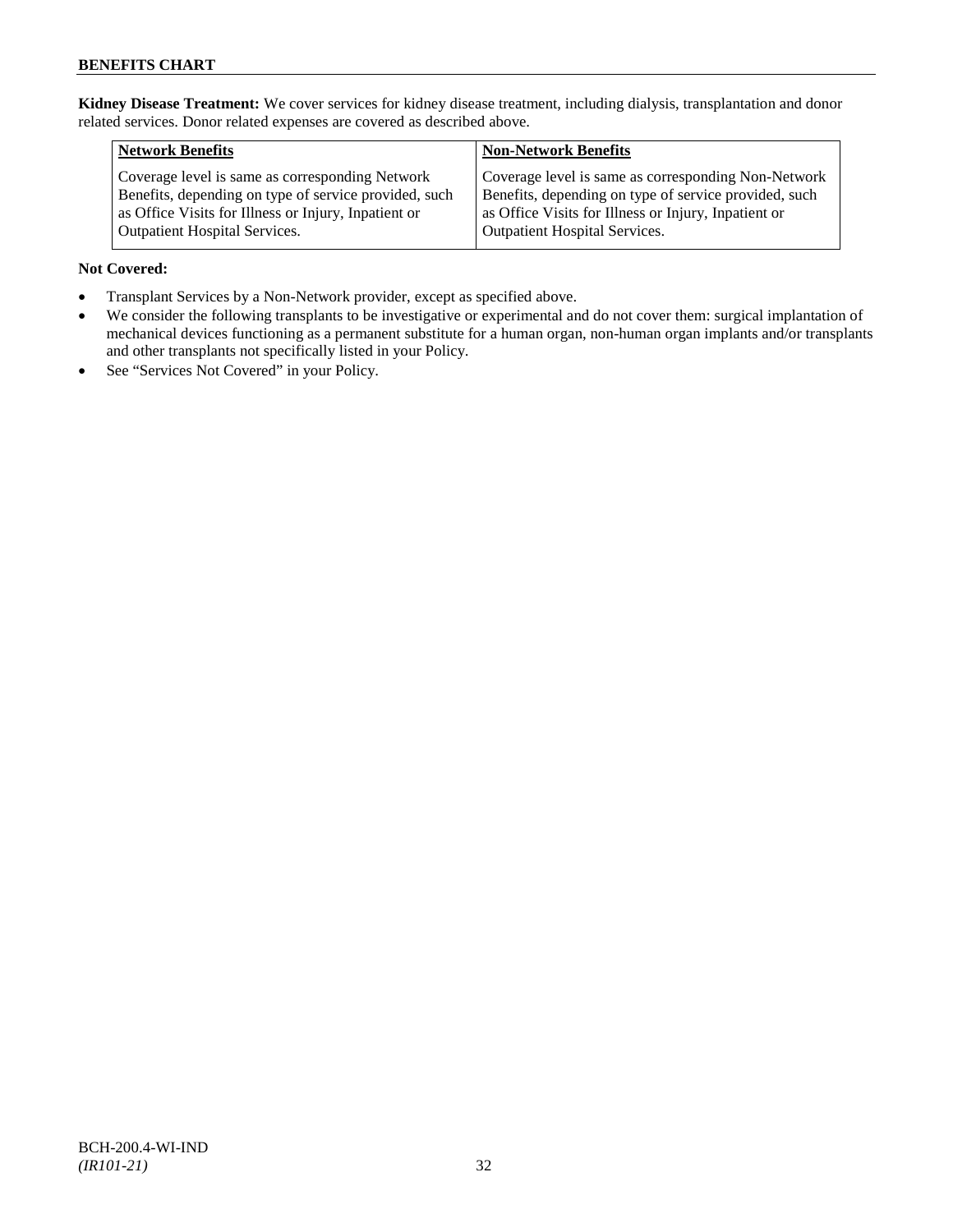**Kidney Disease Treatment:** We cover services for kidney disease treatment, including dialysis, transplantation and donor related services. Donor related expenses are covered as described above.

| Network Benefits | Non-Network Benefits |
|---|---|
| Coverage level is same as corresponding Network Benefits, depending on type of service provided, such as Office Visits for Illness or Injury, Inpatient or Outpatient Hospital Services. | Coverage level is same as corresponding Non-Network Benefits, depending on type of service provided, such as Office Visits for Illness or Injury, Inpatient or Outpatient Hospital Services. |

**Not Covered:**

- Transplant Services by a Non-Network provider, except as specified above.
- We consider the following transplants to be investigative or experimental and do not cover them: surgical implantation of mechanical devices functioning as a permanent substitute for a human organ, non-human organ implants and/or transplants and other transplants not specifically listed in your Policy.
- See "Services Not Covered" in your Policy.